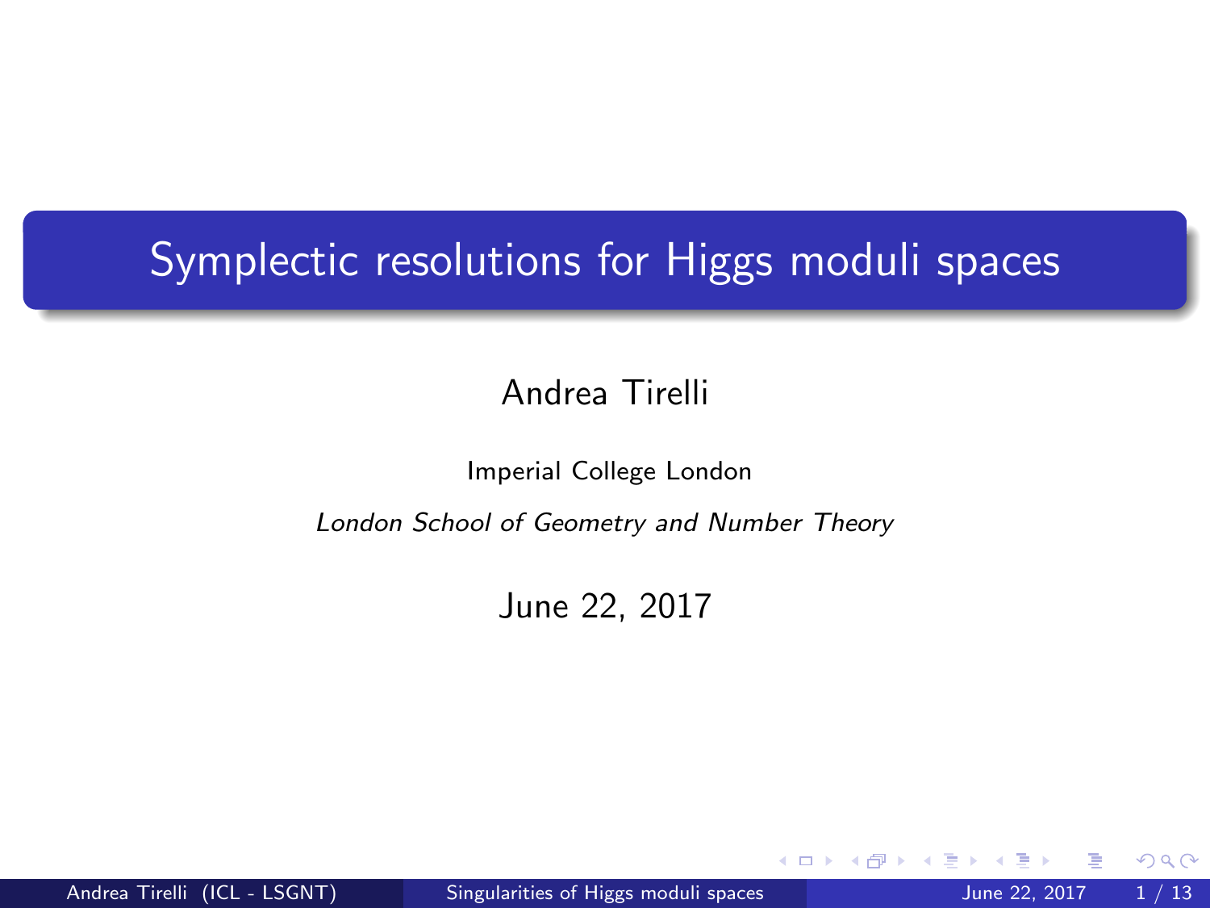# Symplectic resolutions for Higgs moduli spaces

Andrea Tirelli

Imperial College London

*London School of Geometry and Number Theory*

June 22, 2017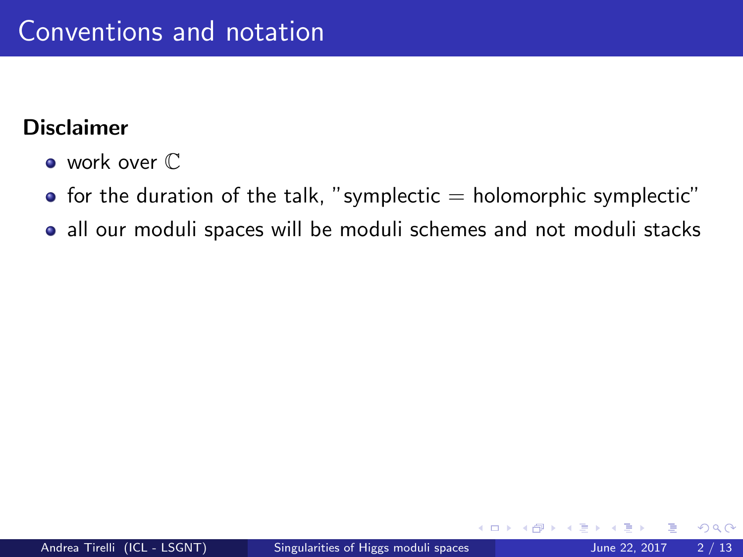# Conventions and notation

**Disclaimer**

- work over $\mathbb{C}$
- for the duration of the talk, "symplectic = holomorphic symplectic"
- all our moduli spaces will be moduli schemes and not moduli stacks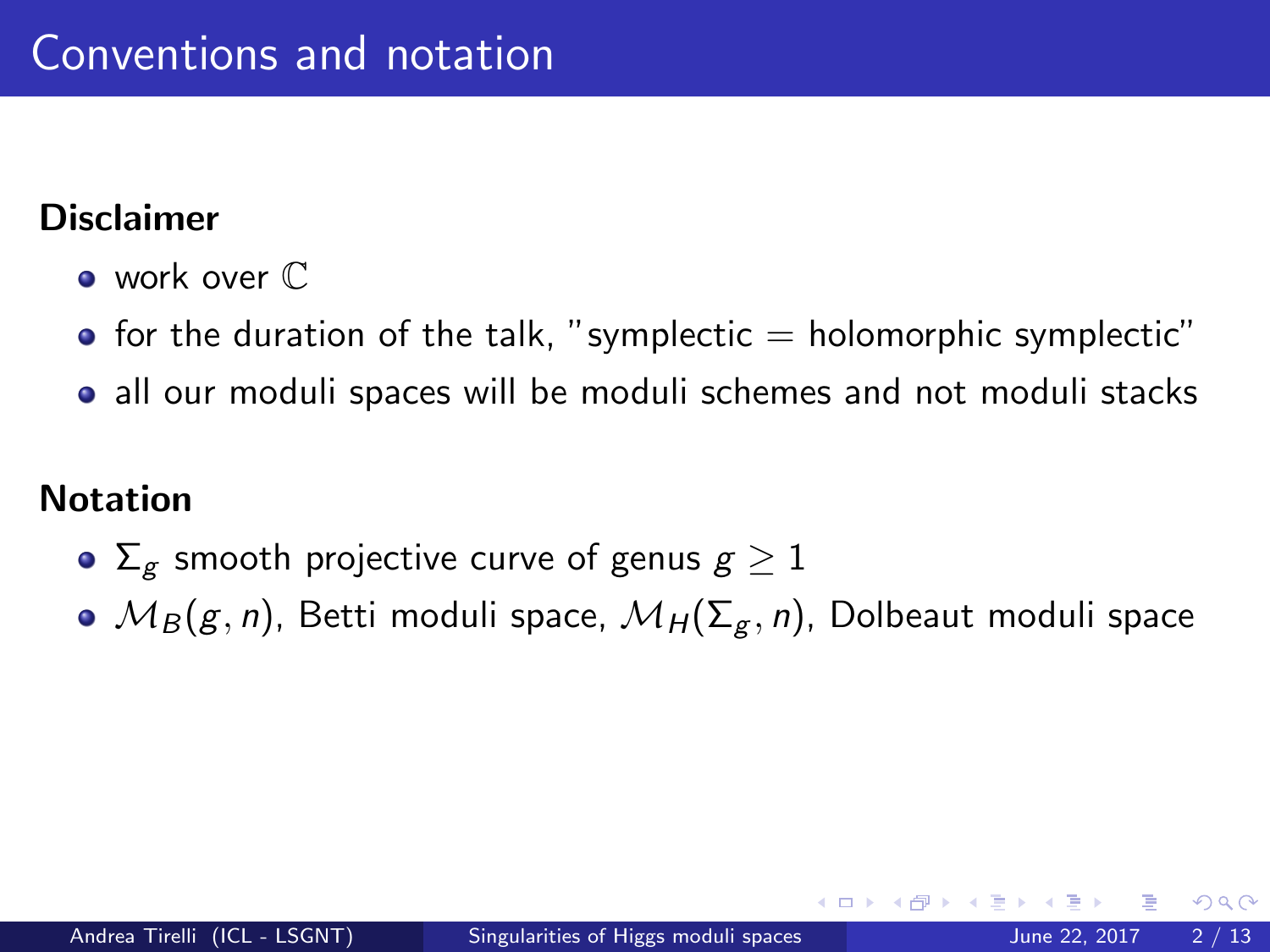# Conventions and notation

**Disclaimer**

- work over $\mathbb{C}$
- for the duration of the talk, "symplectic = holomorphic symplectic"
- all our moduli spaces will be moduli schemes and not moduli stacks

**Notation**

- $\Sigma_g$ smooth projective curve of genus $g \geq 1$
- $\mathcal{M}_B(g, n)$, Betti moduli space, $\mathcal{M}_H(\Sigma_g, n)$, Dolbeaut moduli space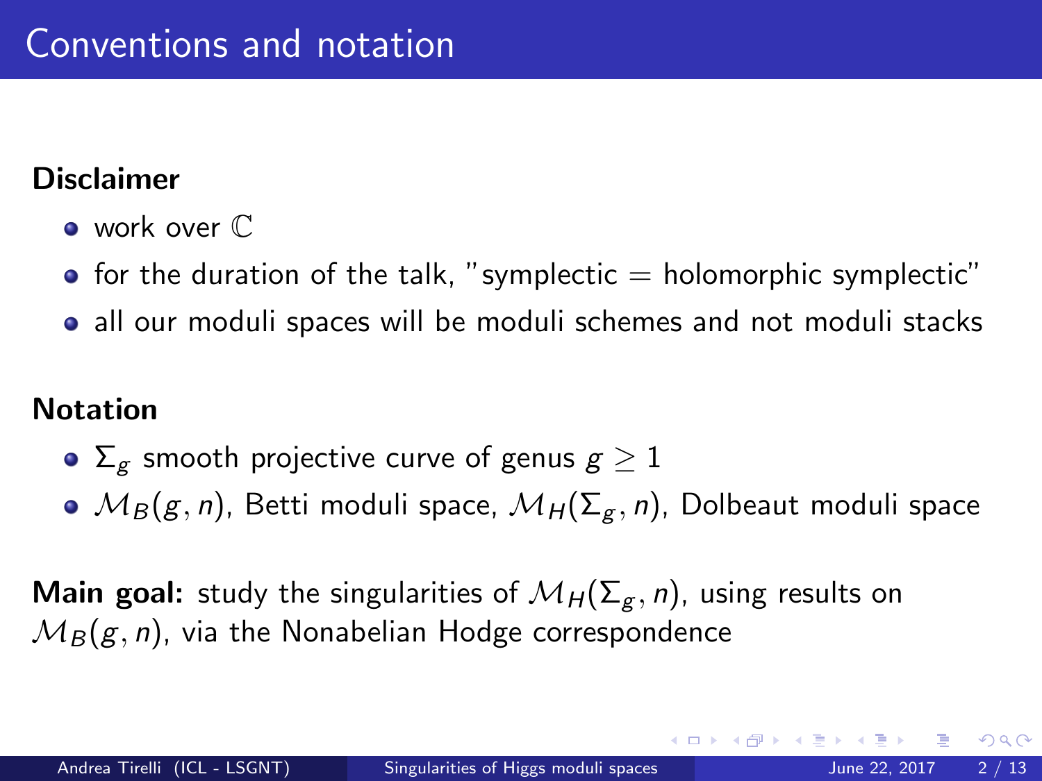# Conventions and notation

**Disclaimer**

- work over $\mathbb{C}$
- for the duration of the talk, "symplectic = holomorphic symplectic"
- all our moduli spaces will be moduli schemes and not moduli stacks

**Notation**

- $\Sigma_g$ smooth projective curve of genus $g \geq 1$
- $\mathcal{M}_B(g, n)$, Betti moduli space, $\mathcal{M}_H(\Sigma_g, n)$, Dolbeaut moduli space

**Main goal:** study the singularities of $\mathcal{M}_H(\Sigma_g, n)$, using results on $\mathcal{M}_B(g, n)$, via the Nonabelian Hodge correspondence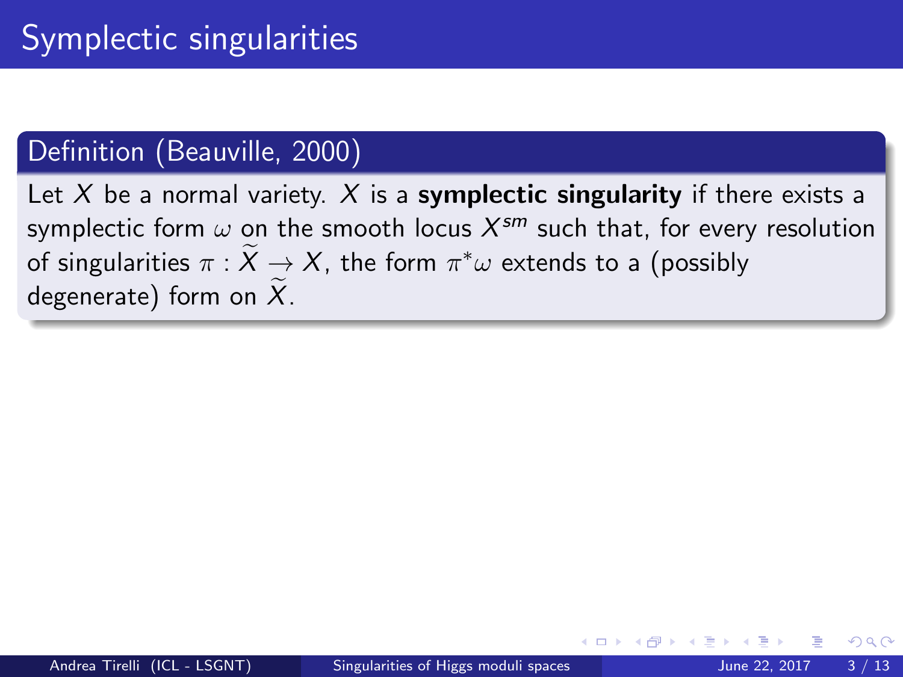# Symplectic singularities

**Definition (Beauville, 2000)**

Let $X$ be a normal variety. $X$ is a **symplectic singularity** if there exists a symplectic form $\omega$ on the smooth locus $X^{sm}$ such that, for every resolution of singularities $\pi : \widetilde{X} \to X$, the form $\pi^*\omega$ extends to a (possibly degenerate) form on $\widetilde{X}$.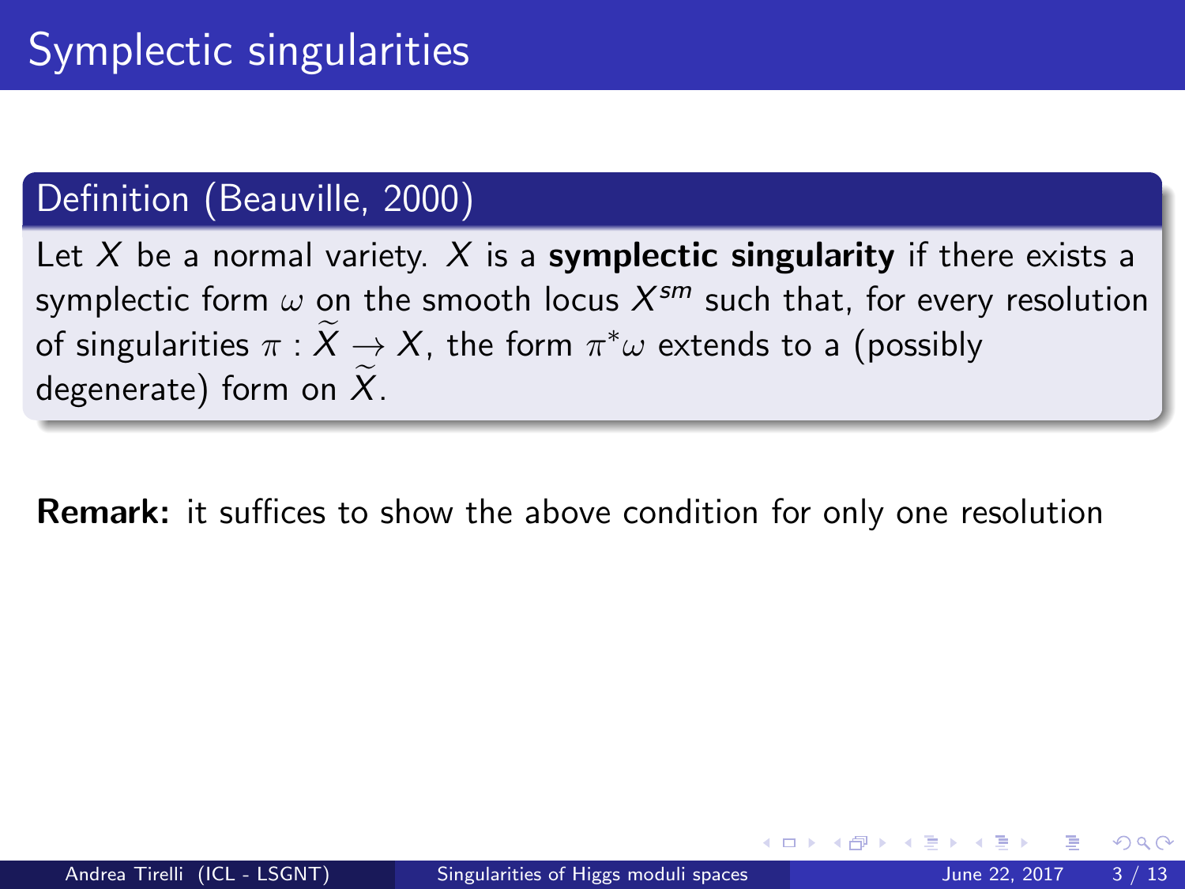# Symplectic singularities

**Definition (Beauville, 2000)**

Let $X$ be a normal variety. $X$ is a **symplectic singularity** if there exists a symplectic form $\omega$ on the smooth locus $X^{sm}$ such that, for every resolution of singularities $\pi : \widetilde{X} \to X$, the form $\pi^*\omega$ extends to a (possibly degenerate) form on $\widetilde{X}$.

**Remark:** it suffices to show the above condition for only one resolution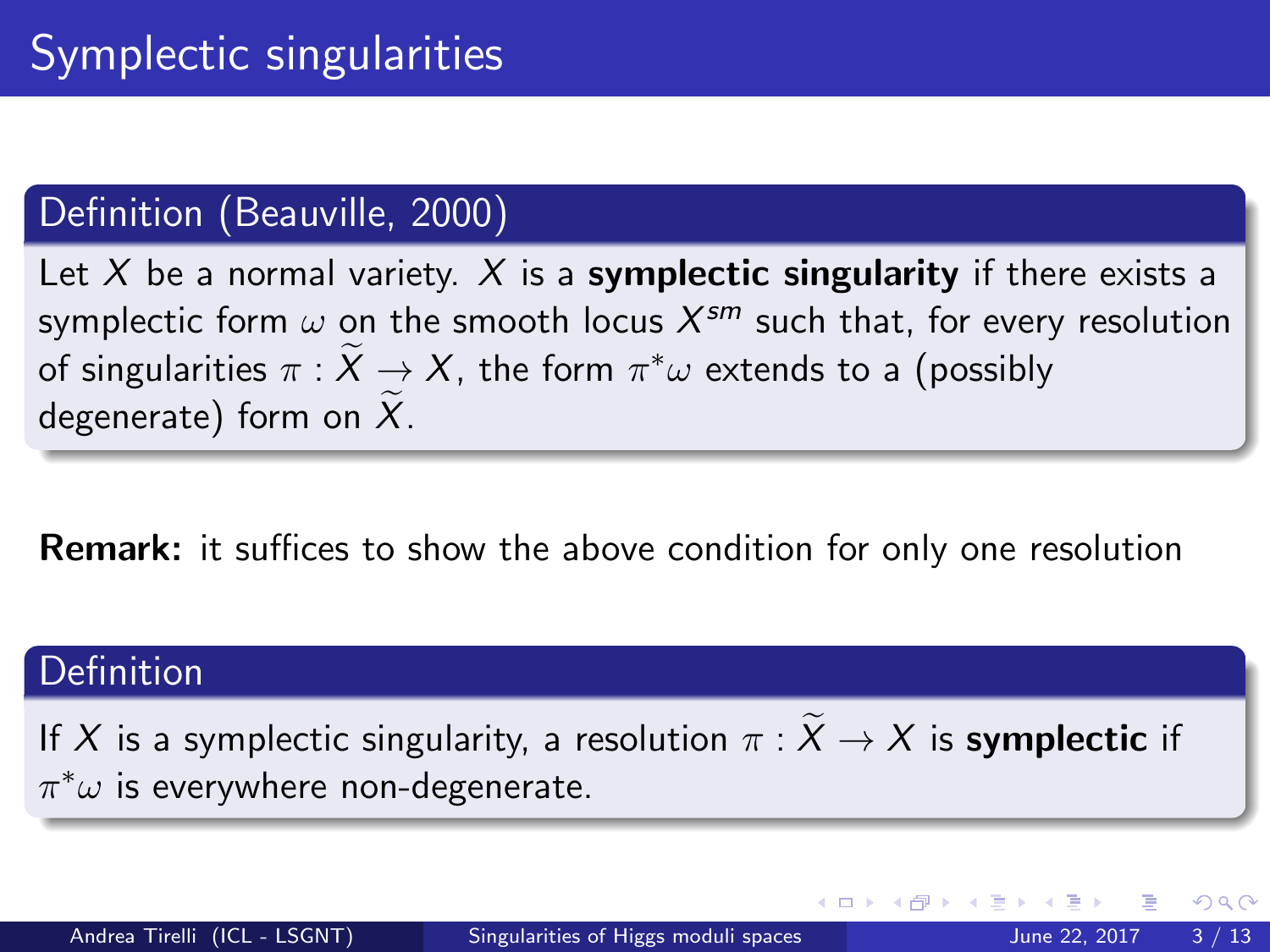# Symplectic singularities

**Definition (Beauville, 2000)**

Let $X$ be a normal variety. $X$ is a **symplectic singularity** if there exists a symplectic form $\omega$ on the smooth locus $X^{sm}$ such that, for every resolution of singularities $\pi : \widetilde{X} \to X$, the form $\pi^*\omega$ extends to a (possibly degenerate) form on $\widetilde{X}$.

**Remark:** it suffices to show the above condition for only one resolution

**Definition**

If $X$ is a symplectic singularity, a resolution $\pi : \widetilde{X} \to X$ is **symplectic** if $\pi^*\omega$ is everywhere non-degenerate.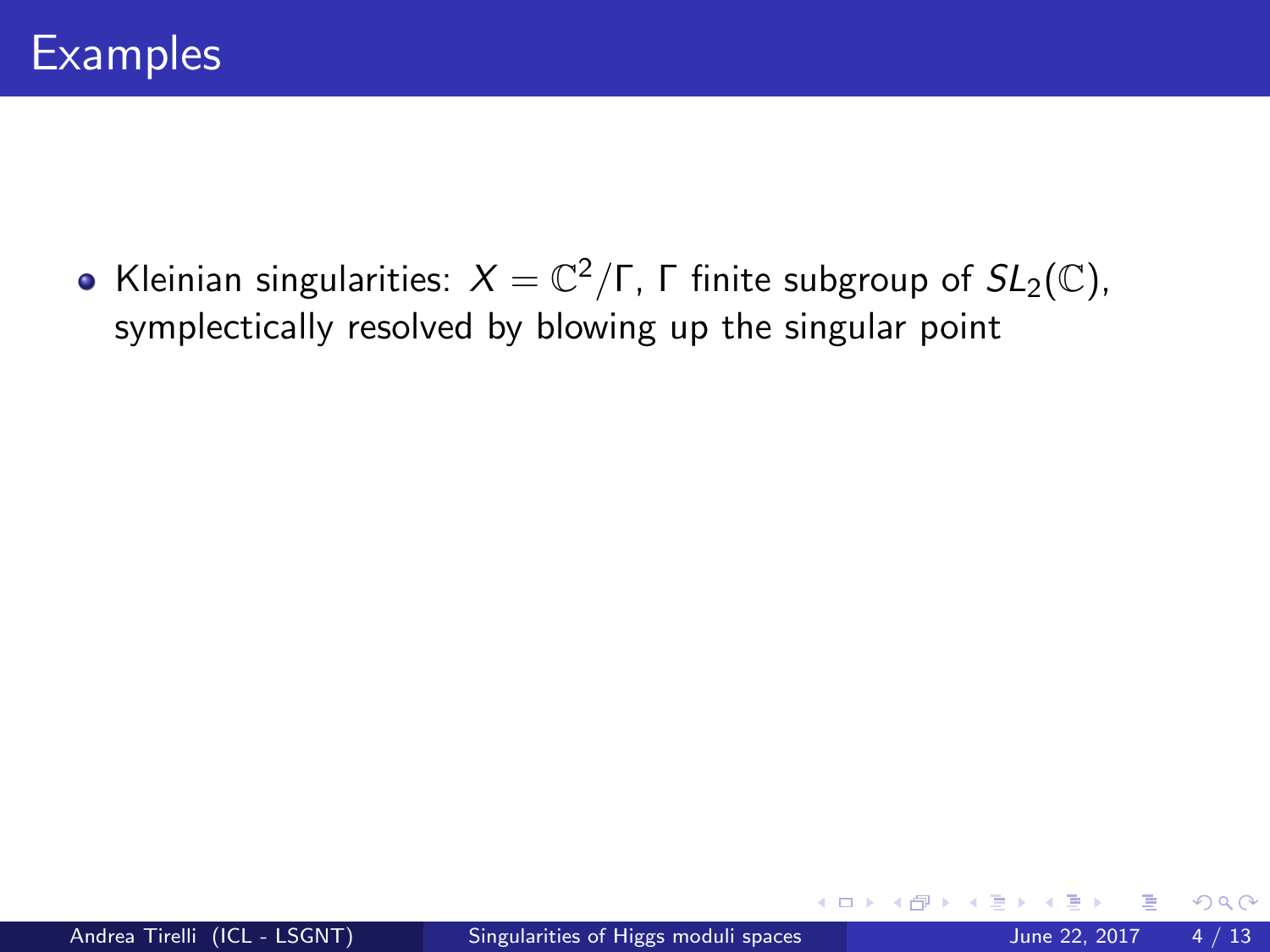# Examples

- Kleinian singularities: $X = \mathbb{C}^2/\Gamma$, $\Gamma$ finite subgroup of $SL_2(\mathbb{C})$, symplectically resolved by blowing up the singular point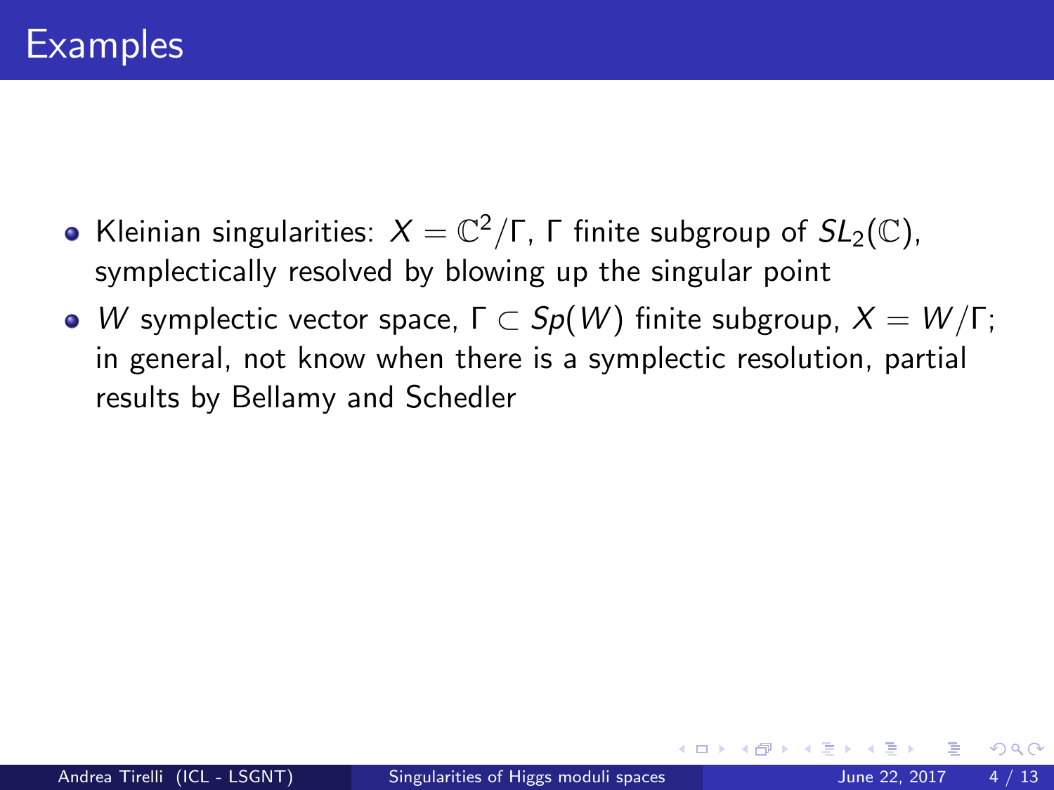# Examples

- Kleinian singularities: $X = \mathbb{C}^2/\Gamma$, $\Gamma$ finite subgroup of $SL_2(\mathbb{C})$, symplectically resolved by blowing up the singular point
- $W$ symplectic vector space, $\Gamma \subset Sp(W)$ finite subgroup, $X = W/\Gamma$; in general, not know when there is a symplectic resolution, partial results by Bellamy and Schedler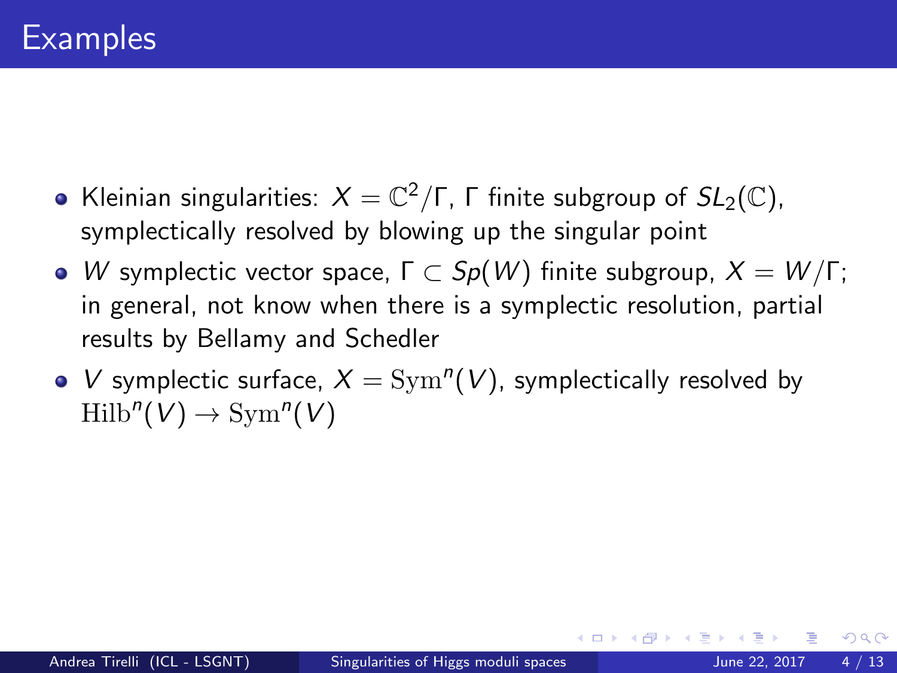# Examples

- Kleinian singularities: $X = \mathbb{C}^2/\Gamma$, $\Gamma$ finite subgroup of $SL_2(\mathbb{C})$, symplectically resolved by blowing up the singular point
- $W$ symplectic vector space, $\Gamma \subset Sp(W)$ finite subgroup, $X = W/\Gamma$; in general, not know when there is a symplectic resolution, partial results by Bellamy and Schedler
- $V$ symplectic surface, $X = \mathrm{Sym}^n(V)$, symplectically resolved by $\mathrm{Hilb}^n(V) \to \mathrm{Sym}^n(V)$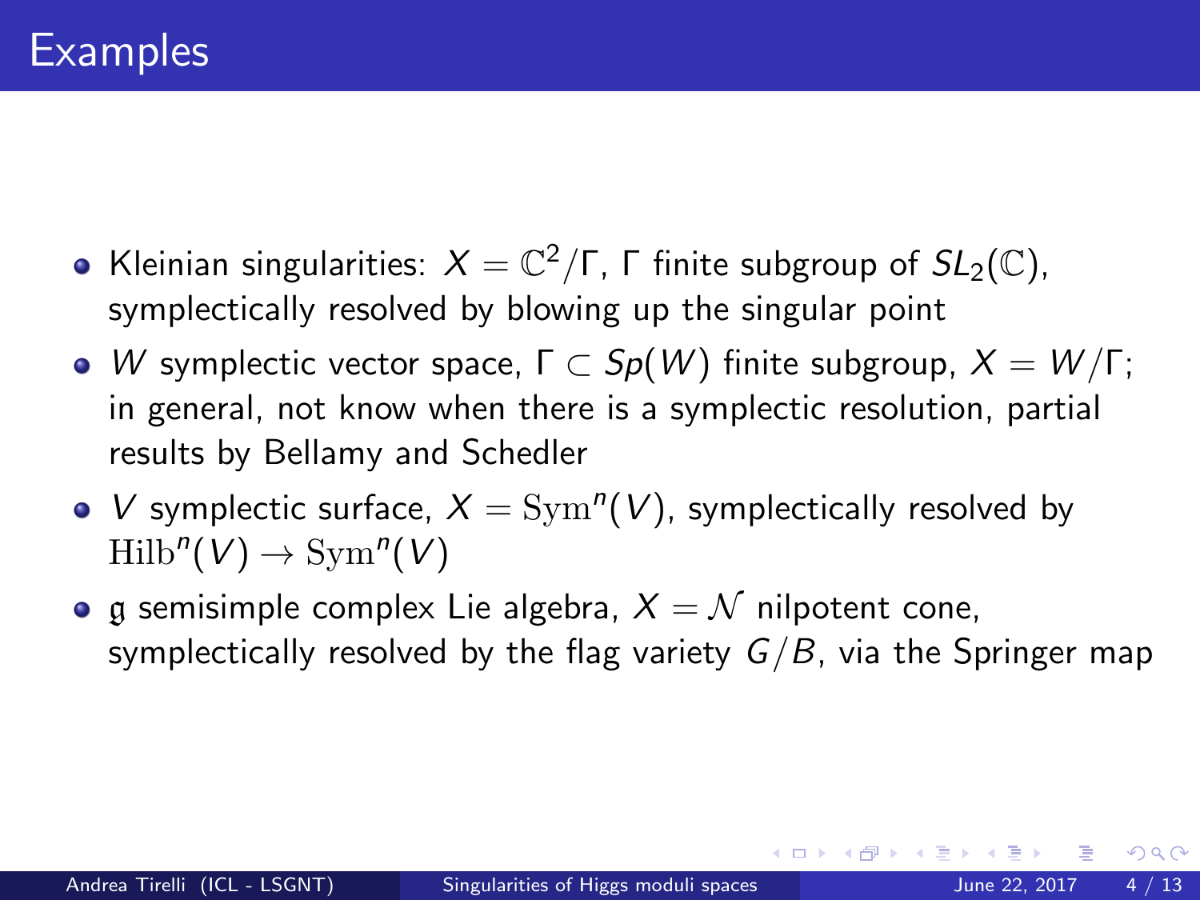# Examples

- Kleinian singularities: $X = \mathbb{C}^2/\Gamma$, $\Gamma$ finite subgroup of $SL_2(\mathbb{C})$, symplectically resolved by blowing up the singular point
- $W$ symplectic vector space, $\Gamma \subset Sp(W)$ finite subgroup, $X = W/\Gamma$; in general, not know when there is a symplectic resolution, partial results by Bellamy and Schedler
- $V$ symplectic surface, $X = \mathrm{Sym}^n(V)$, symplectically resolved by $\mathrm{Hilb}^n(V) \to \mathrm{Sym}^n(V)$
- $\mathfrak{g}$ semisimple complex Lie algebra, $X = \mathcal{N}$ nilpotent cone, symplectically resolved by the flag variety $G/B$, via the Springer map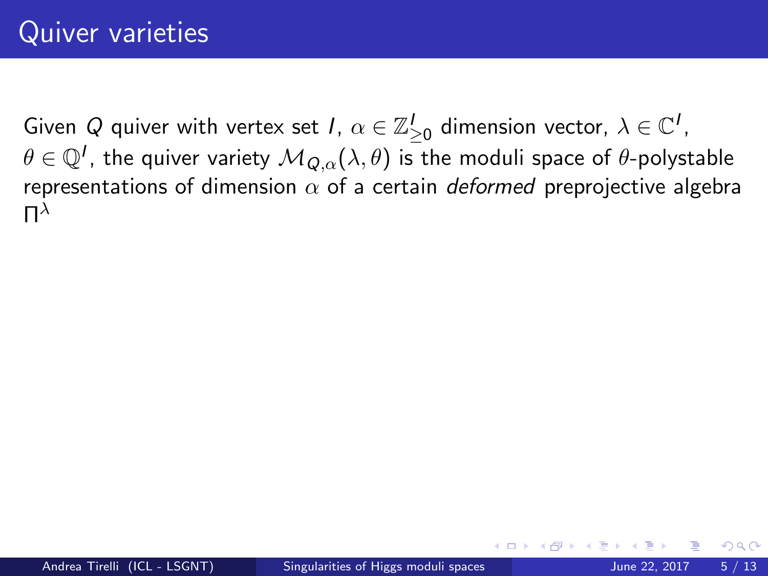# Quiver varieties

Given $Q$ quiver with vertex set $I$, $\alpha \in \mathbb{Z}^I_{\geq 0}$ dimension vector, $\lambda \in \mathbb{C}^I$, $\theta \in \mathbb{Q}^I$, the quiver variety $\mathcal{M}_{Q,\alpha}(\lambda, \theta)$ is the moduli space of $\theta$-polystable representations of dimension $\alpha$ of a certain *deformed* preprojective algebra $\Pi^\lambda$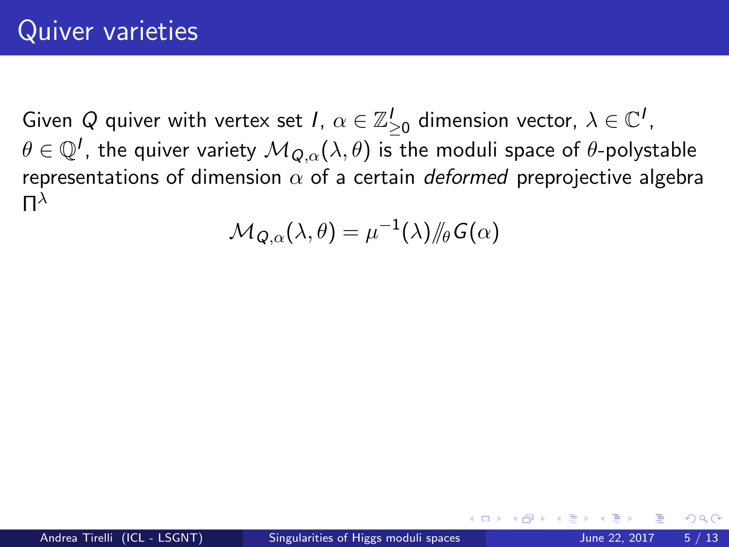# Quiver varieties

Given $Q$ quiver with vertex set $I$, $\alpha \in \mathbb{Z}^I_{\geq 0}$ dimension vector, $\lambda \in \mathbb{C}^I$, $\theta \in \mathbb{Q}^I$, the quiver variety $\mathcal{M}_{Q,\alpha}(\lambda, \theta)$ is the moduli space of $\theta$-polystable representations of dimension $\alpha$ of a certain *deformed* preprojective algebra $\Pi^\lambda$

$$\mathcal{M}_{Q,\alpha}(\lambda, \theta) = \mu^{-1}(\lambda) /\!\!/_\theta G(\alpha)$$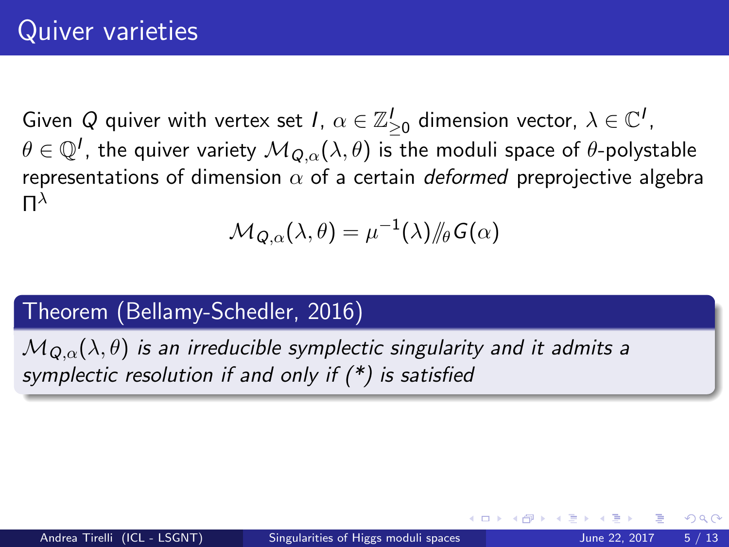# Quiver varieties

Given $Q$ quiver with vertex set $I$, $\alpha \in \mathbb{Z}_{\geq 0}^I$ dimension vector, $\lambda \in \mathbb{C}^I$, $\theta \in \mathbb{Q}^I$, the quiver variety $\mathcal{M}_{Q,\alpha}(\lambda, \theta)$ is the moduli space of $\theta$-polystable representations of dimension $\alpha$ of a certain *deformed* preprojective algebra $\Pi^\lambda$

$$\mathcal{M}_{Q,\alpha}(\lambda, \theta) = \mu^{-1}(\lambda)/\!\!/_\theta G(\alpha)$$

**Theorem (Bellamy-Schedler, 2016)**

*$\mathcal{M}_{Q,\alpha}(\lambda, \theta)$ is an irreducible symplectic singularity and it admits a symplectic resolution if and only if (*) is satisfied*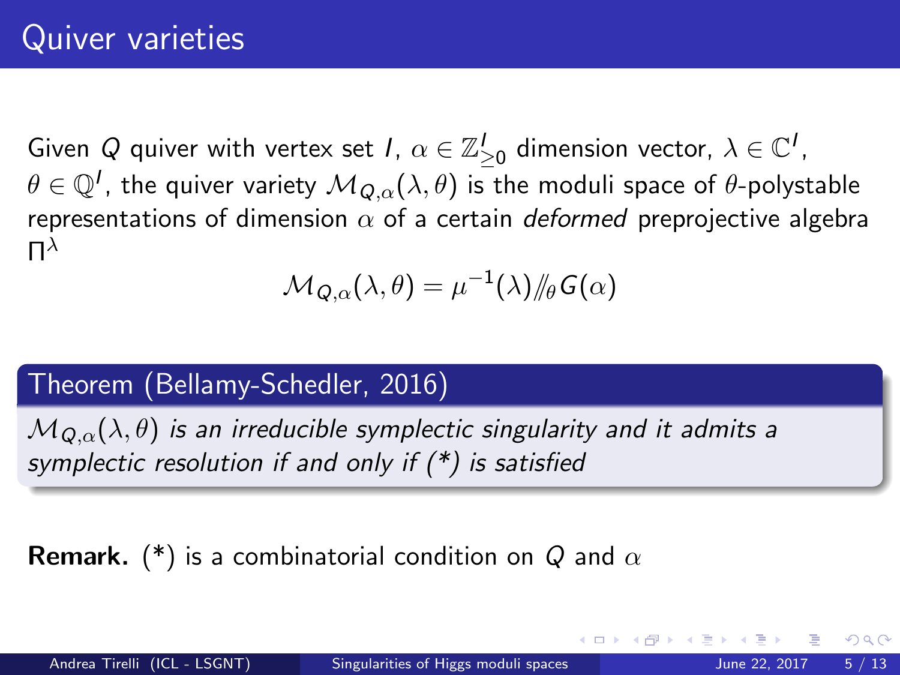# Quiver varieties

Given $Q$ quiver with vertex set $I$, $\alpha \in \mathbb{Z}^I_{\geq 0}$ dimension vector, $\lambda \in \mathbb{C}^I$, $\theta \in \mathbb{Q}^I$, the quiver variety $\mathcal{M}_{Q,\alpha}(\lambda, \theta)$ is the moduli space of $\theta$-polystable representations of dimension $\alpha$ of a certain *deformed* preprojective algebra $\Pi^\lambda$

$$\mathcal{M}_{Q,\alpha}(\lambda, \theta) = \mu^{-1}(\lambda) /\!\!/_\theta G(\alpha)$$

**Theorem (Bellamy-Schedler, 2016)**

*$\mathcal{M}_{Q,\alpha}(\lambda, \theta)$ is an irreducible symplectic singularity and it admits a symplectic resolution if and only if (*) is satisfied*

**Remark.** (*) is a combinatorial condition on $Q$ and $\alpha$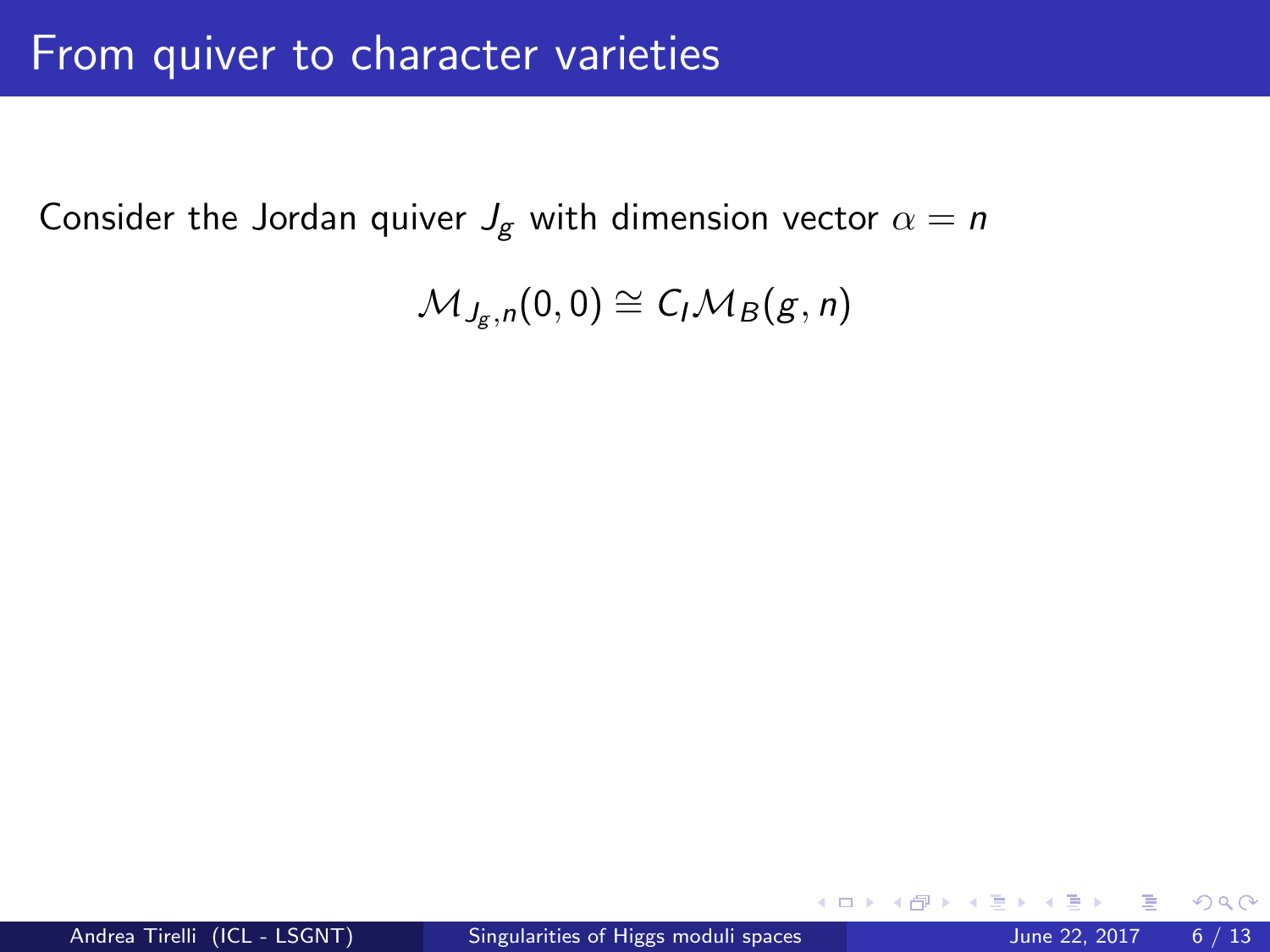# From quiver to character varieties

Consider the Jordan quiver $J_g$ with dimension vector $\alpha = n$

$$\mathcal{M}_{J_g,n}(0,0) \cong C_I\mathcal{M}_B(g,n)$$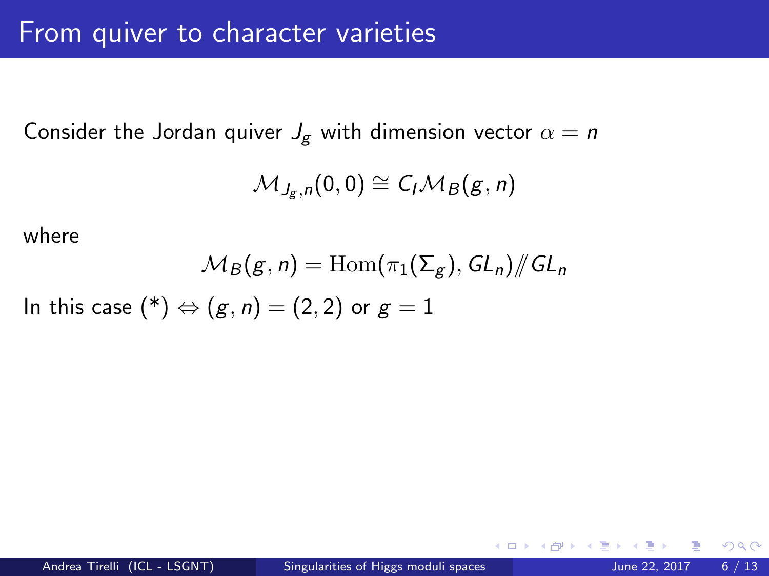# From quiver to character varieties

Consider the Jordan quiver $J_g$ with dimension vector $\alpha = n$

$$\mathcal{M}_{J_g,n}(0,0) \cong C_I\mathcal{M}_B(g,n)$$

where

$$\mathcal{M}_B(g,n) = \mathrm{Hom}(\pi_1(\Sigma_g), GL_n) /\!\!/ GL_n$$

In this case (*) $\Leftrightarrow (g,n) = (2,2)$ or $g = 1$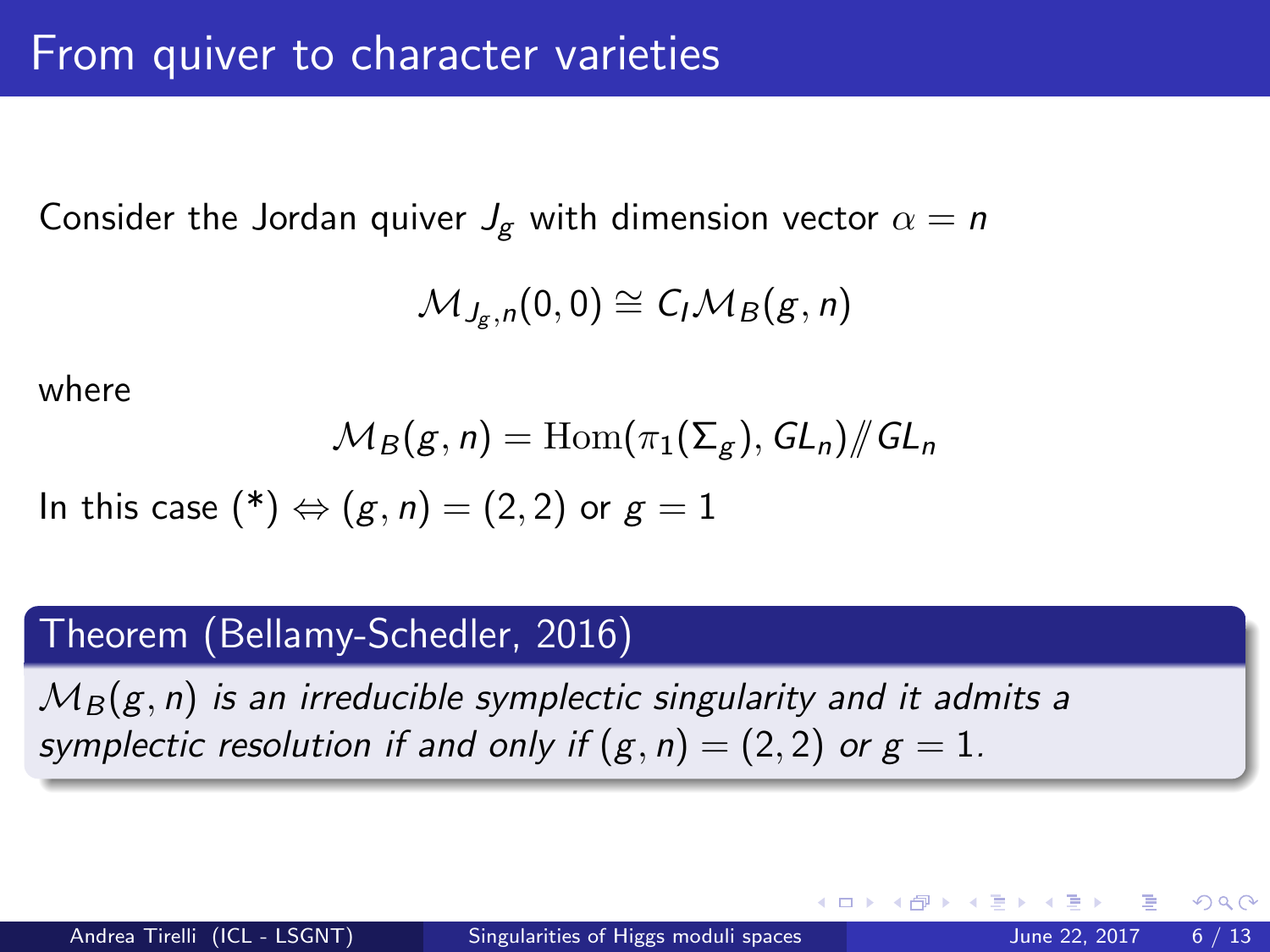# From quiver to character varieties

Consider the Jordan quiver $J_g$ with dimension vector $\alpha = n$

$$\mathcal{M}_{J_g,n}(0,0) \cong C_I\mathcal{M}_B(g,n)$$

where

$$\mathcal{M}_B(g,n) = \mathrm{Hom}(\pi_1(\Sigma_g), GL_n)/\!\!/ GL_n$$

In this case (*) $\Leftrightarrow (g,n) = (2,2)$ or $g = 1$

**Theorem (Bellamy-Schedler, 2016)**

*$\mathcal{M}_B(g,n)$ is an irreducible symplectic singularity and it admits a symplectic resolution if and only if $(g,n) = (2,2)$ or $g = 1$.*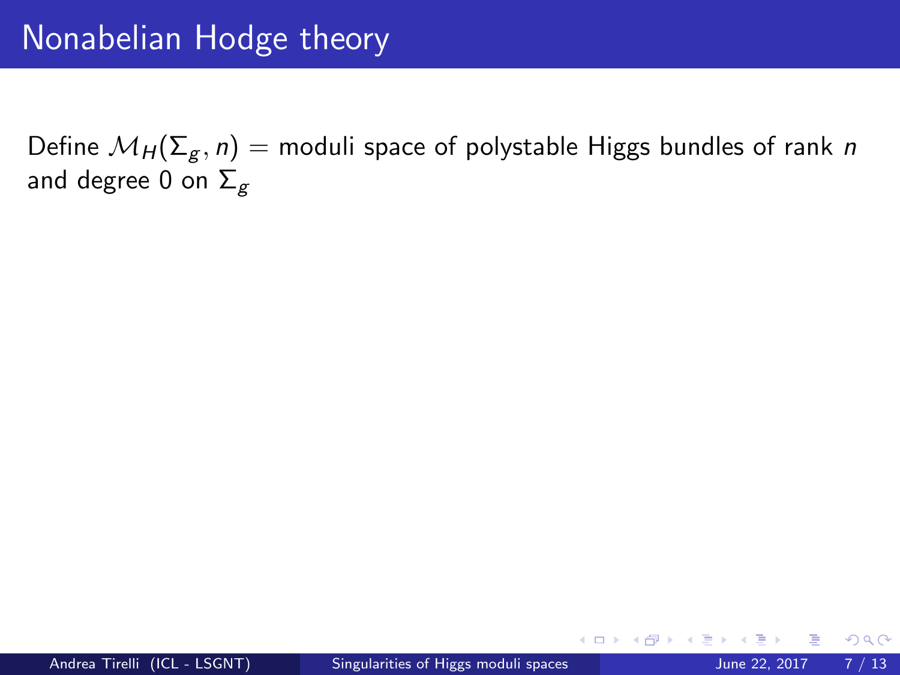# Nonabelian Hodge theory

Define $\mathcal{M}_H(\Sigma_g, n)$ = moduli space of polystable Higgs bundles of rank $n$ and degree 0 on $\Sigma_g$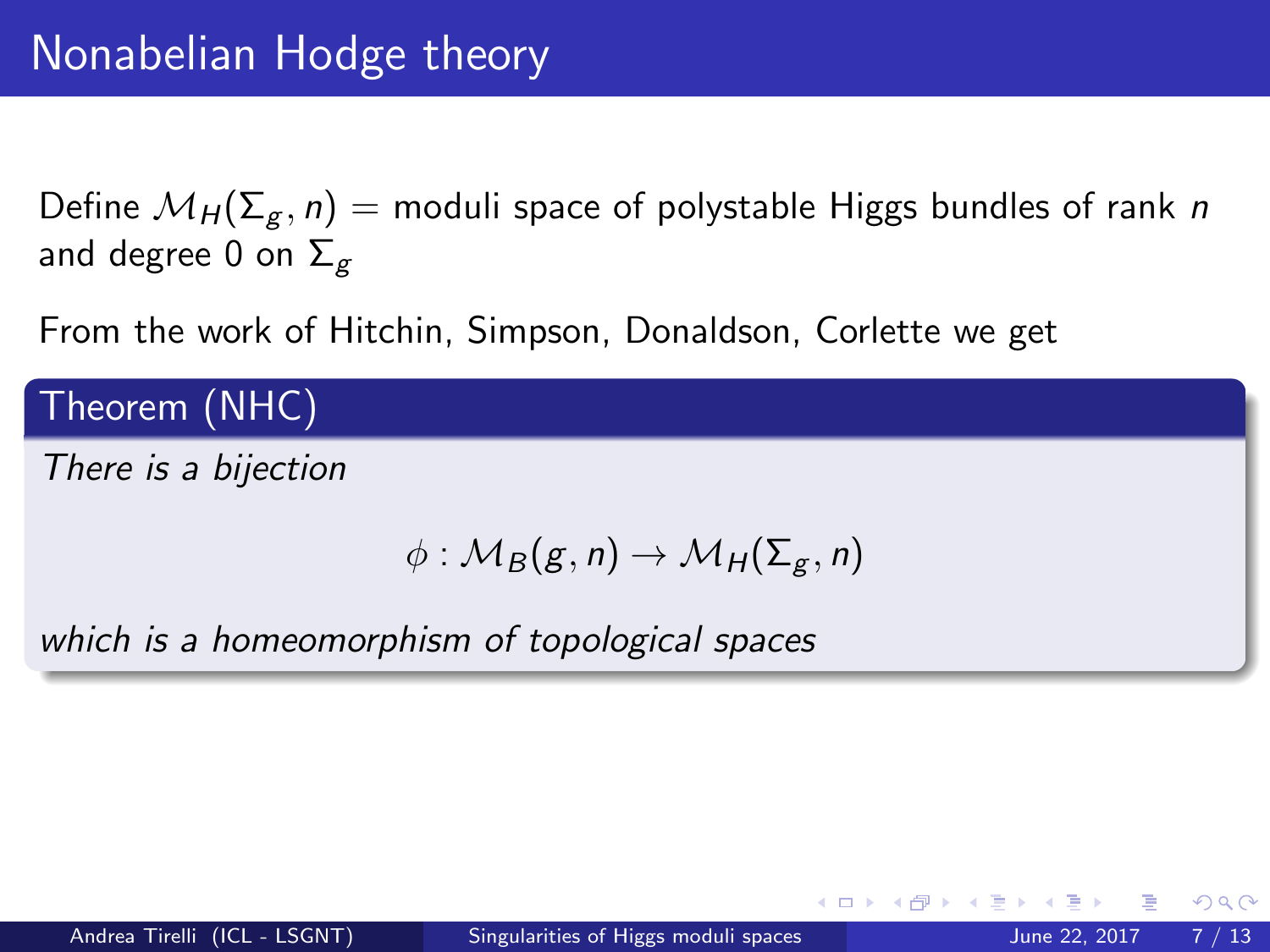# Nonabelian Hodge theory

Define $\mathcal{M}_H(\Sigma_g, n)$ = moduli space of polystable Higgs bundles of rank $n$ and degree 0 on $\Sigma_g$

From the work of Hitchin, Simpson, Donaldson, Corlette we get

**Theorem (NHC)**

*There is a bijection*

$$\phi : \mathcal{M}_B(g, n) \to \mathcal{M}_H(\Sigma_g, n)$$

*which is a homeomorphism of topological spaces*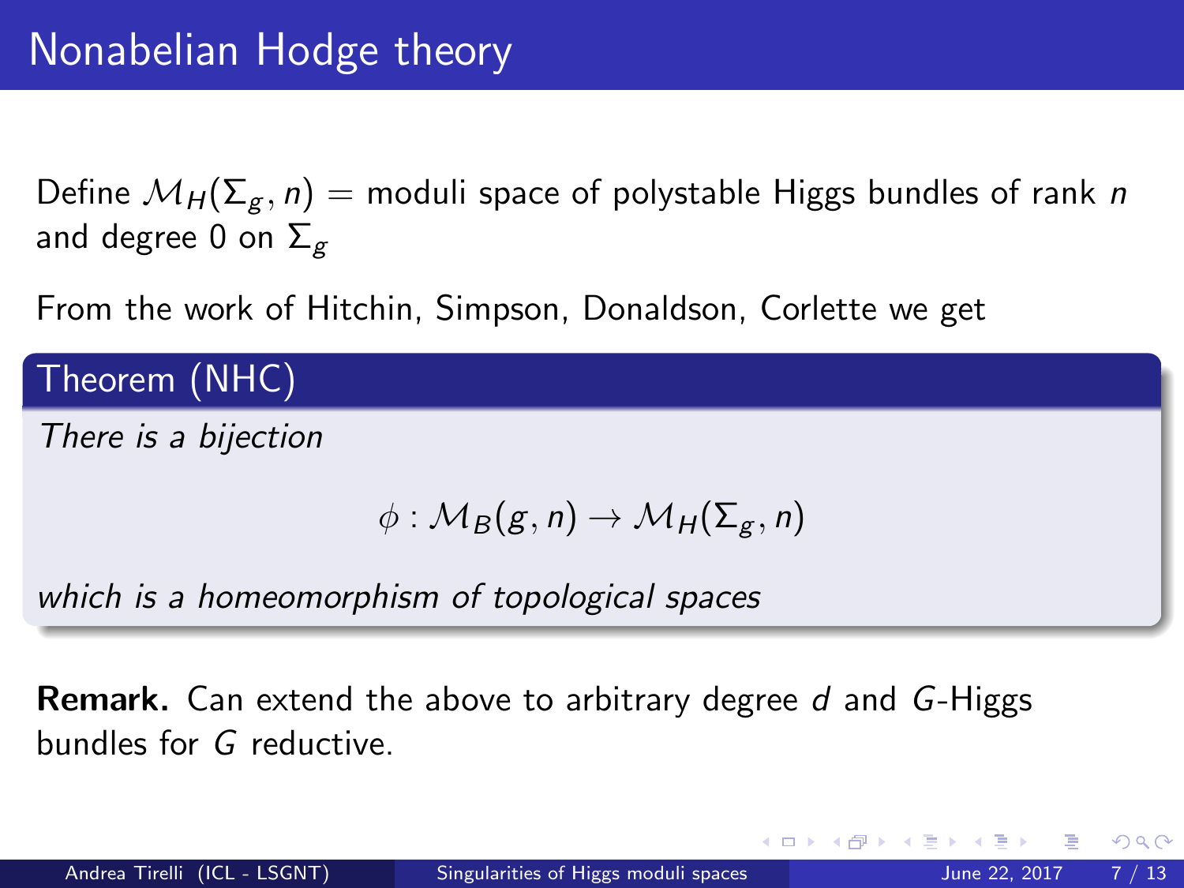# Nonabelian Hodge theory

Define $\mathcal{M}_H(\Sigma_g, n)$ = moduli space of polystable Higgs bundles of rank $n$ and degree 0 on $\Sigma_g$

From the work of Hitchin, Simpson, Donaldson, Corlette we get

**Theorem (NHC)**

*There is a bijection*

$$\phi : \mathcal{M}_B(g, n) \to \mathcal{M}_H(\Sigma_g, n)$$

*which is a homeomorphism of topological spaces*

**Remark.** Can extend the above to arbitrary degree $d$ and $G$-Higgs bundles for $G$ reductive.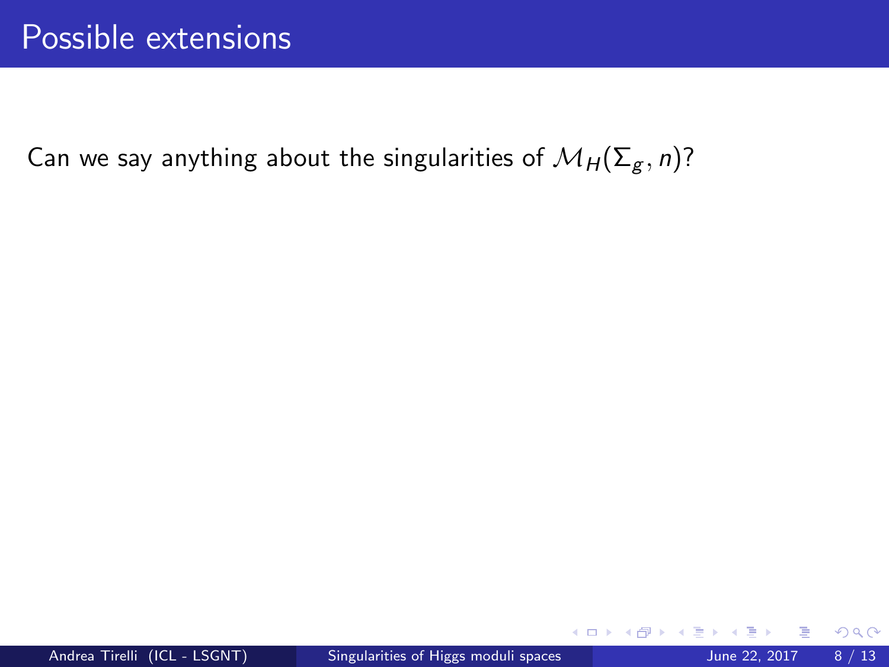# Possible extensions

Can we say anything about the singularities of $\mathcal{M}_H(\Sigma_g, n)$?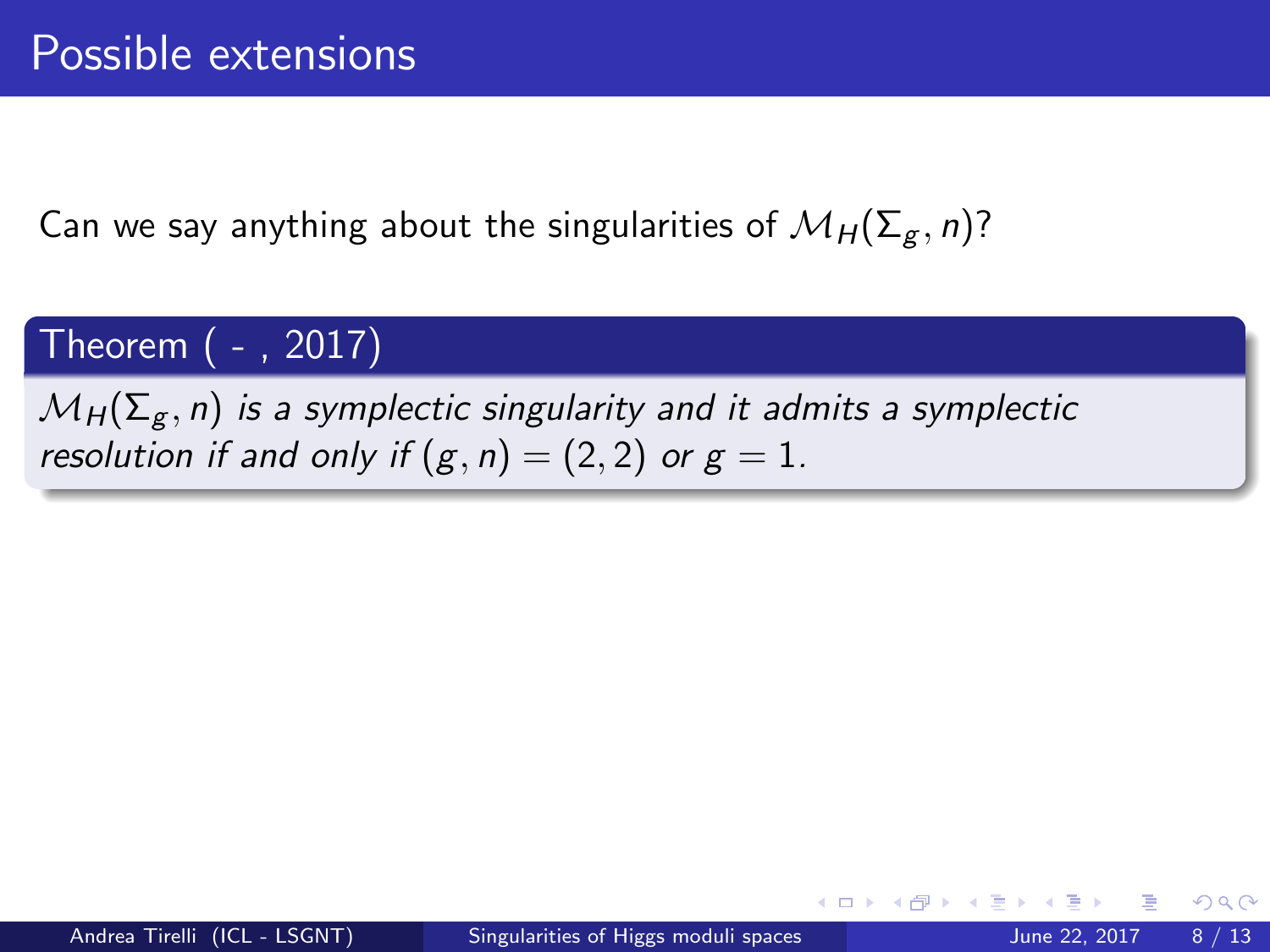# Possible extensions

Can we say anything about the singularities of $\mathcal{M}_H(\Sigma_g, n)$?

**Theorem ( - , 2017)**

*$\mathcal{M}_H(\Sigma_g, n)$ is a symplectic singularity and it admits a symplectic resolution if and only if $(g, n) = (2, 2)$ or $g = 1$.*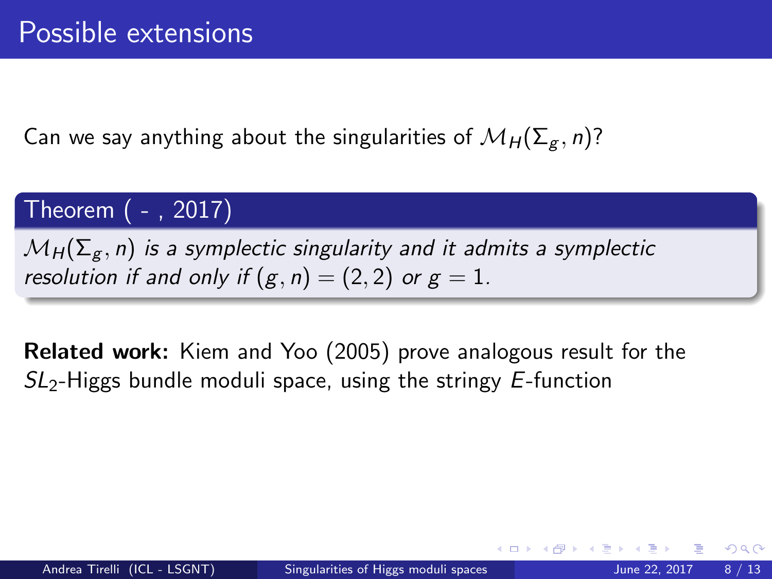# Possible extensions

Can we say anything about the singularities of $\mathcal{M}_H(\Sigma_g, n)$?

**Theorem ( - , 2017)**

*$\mathcal{M}_H(\Sigma_g, n)$ is a symplectic singularity and it admits a symplectic resolution if and only if $(g, n) = (2, 2)$ or $g = 1$.*

**Related work:** Kiem and Yoo (2005) prove analogous result for the $SL_2$-Higgs bundle moduli space, using the stringy $E$-function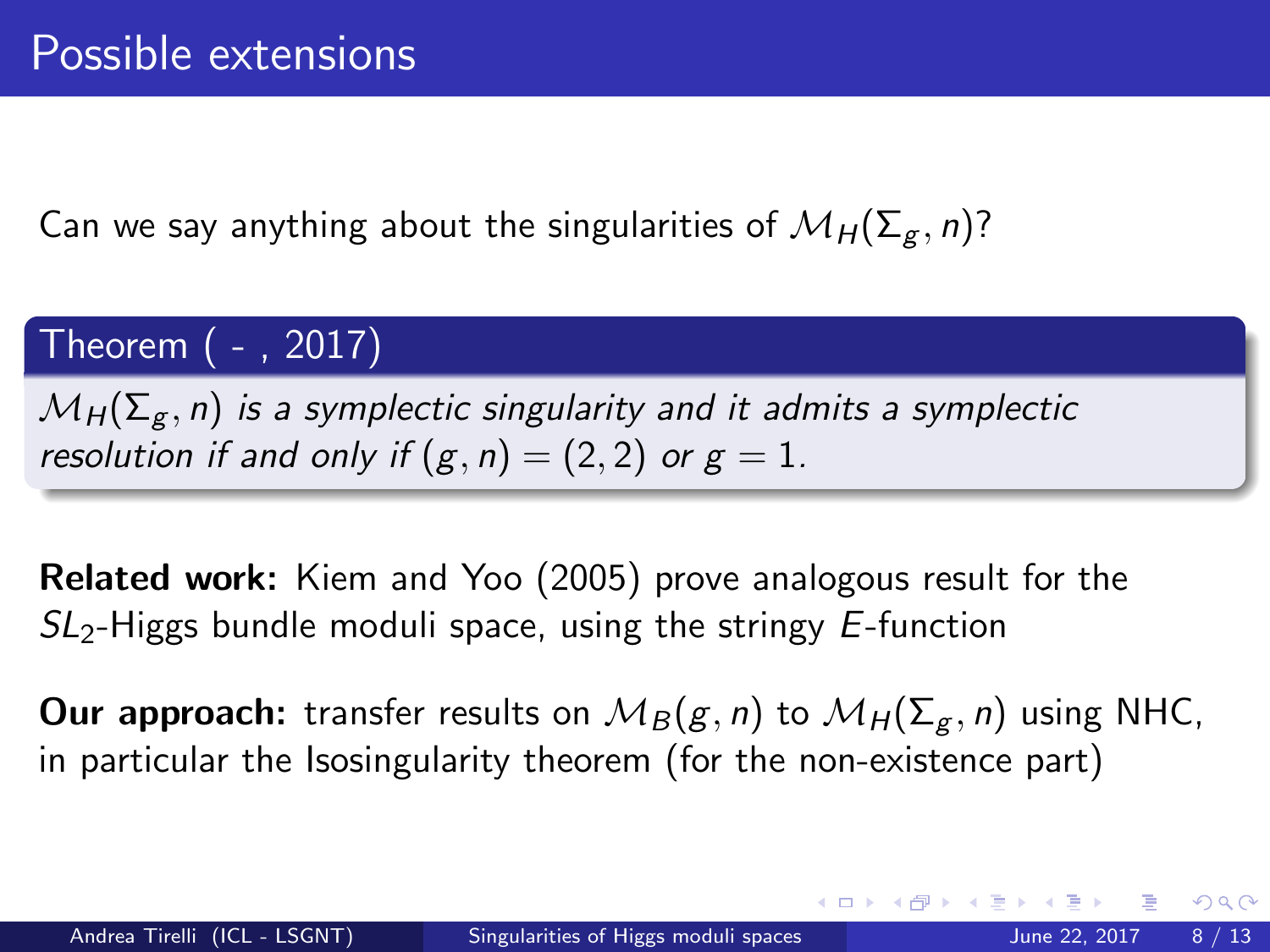# Possible extensions

Can we say anything about the singularities of $\mathcal{M}_H(\Sigma_g, n)$?

**Theorem ( - , 2017)**

*$\mathcal{M}_H(\Sigma_g, n)$ is a symplectic singularity and it admits a symplectic resolution if and only if $(g, n) = (2, 2)$ or $g = 1$.*

**Related work:** Kiem and Yoo (2005) prove analogous result for the $SL_2$-Higgs bundle moduli space, using the stringy $E$-function

**Our approach:** transfer results on $\mathcal{M}_B(g, n)$ to $\mathcal{M}_H(\Sigma_g, n)$ using NHC, in particular the Isosingularity theorem (for the non-existence part)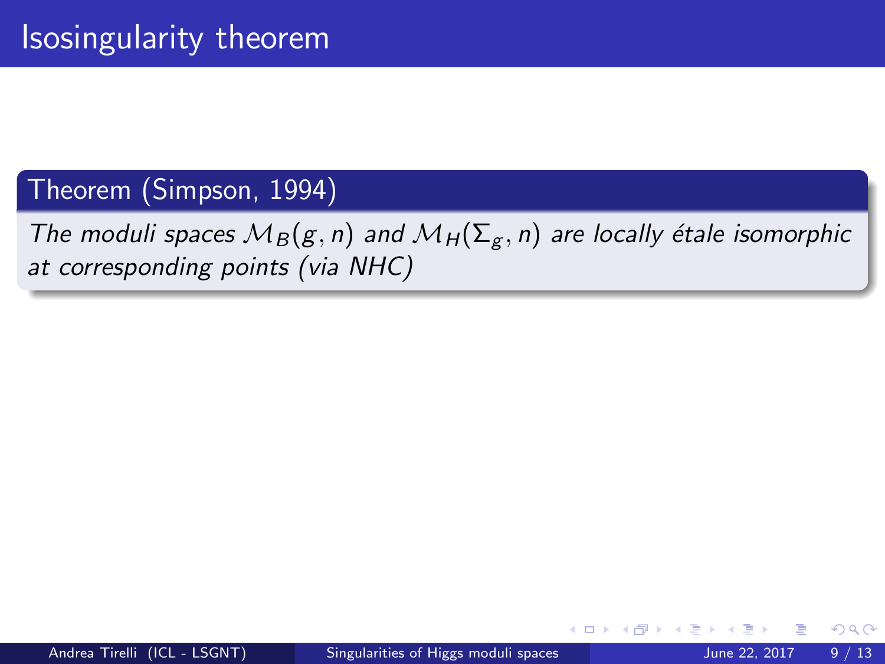# Isosingularity theorem

**Theorem (Simpson, 1994)**

*The moduli spaces $\mathcal{M}_B(g, n)$ and $\mathcal{M}_H(\Sigma_g, n)$ are locally étale isomorphic at corresponding points (via NHC)*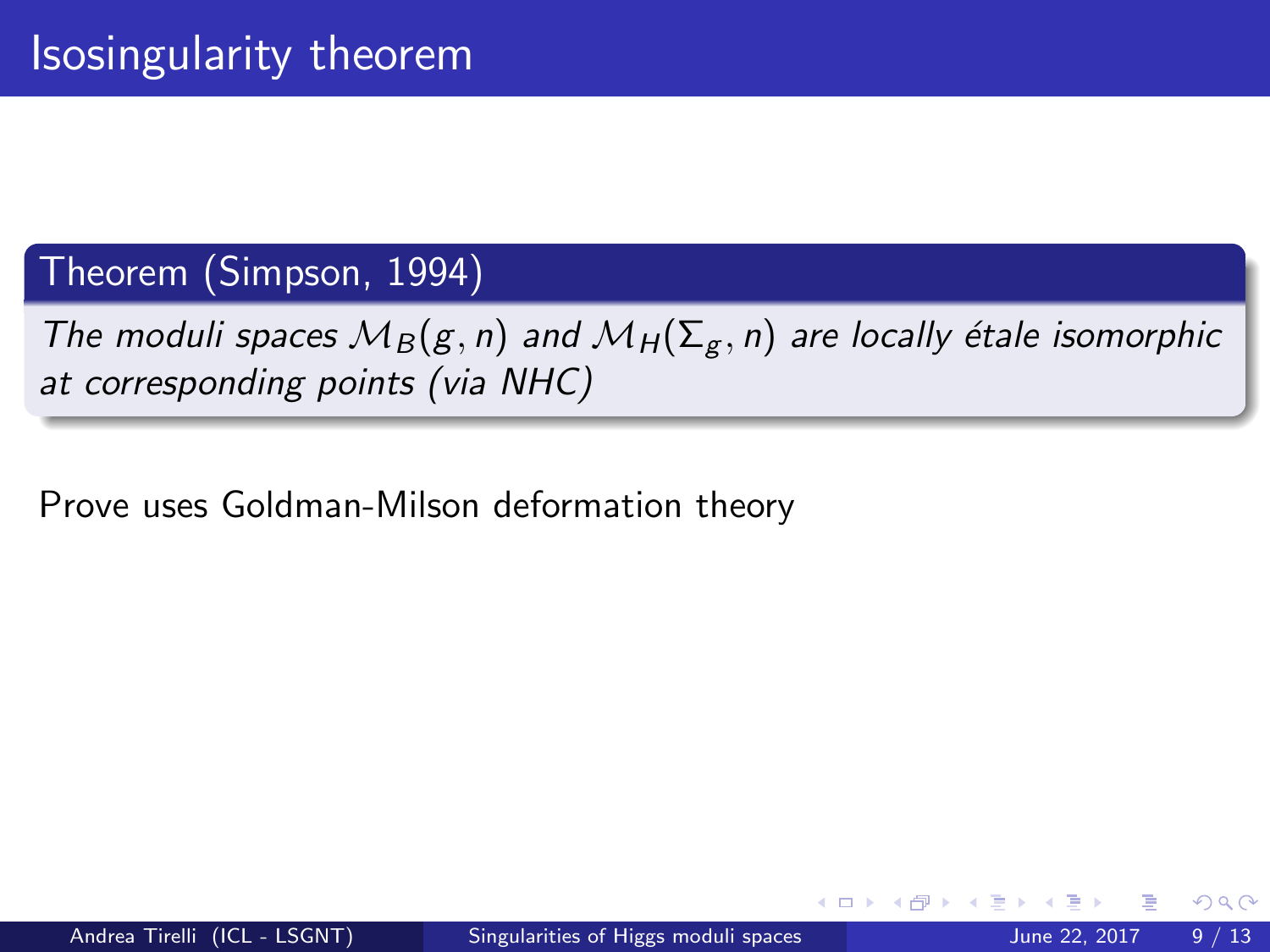# Isosingularity theorem

**Theorem (Simpson, 1994)**

*The moduli spaces $\mathcal{M}_B(g, n)$ and $\mathcal{M}_H(\Sigma_g, n)$ are locally étale isomorphic at corresponding points (via NHC)*

Prove uses Goldman-Milson deformation theory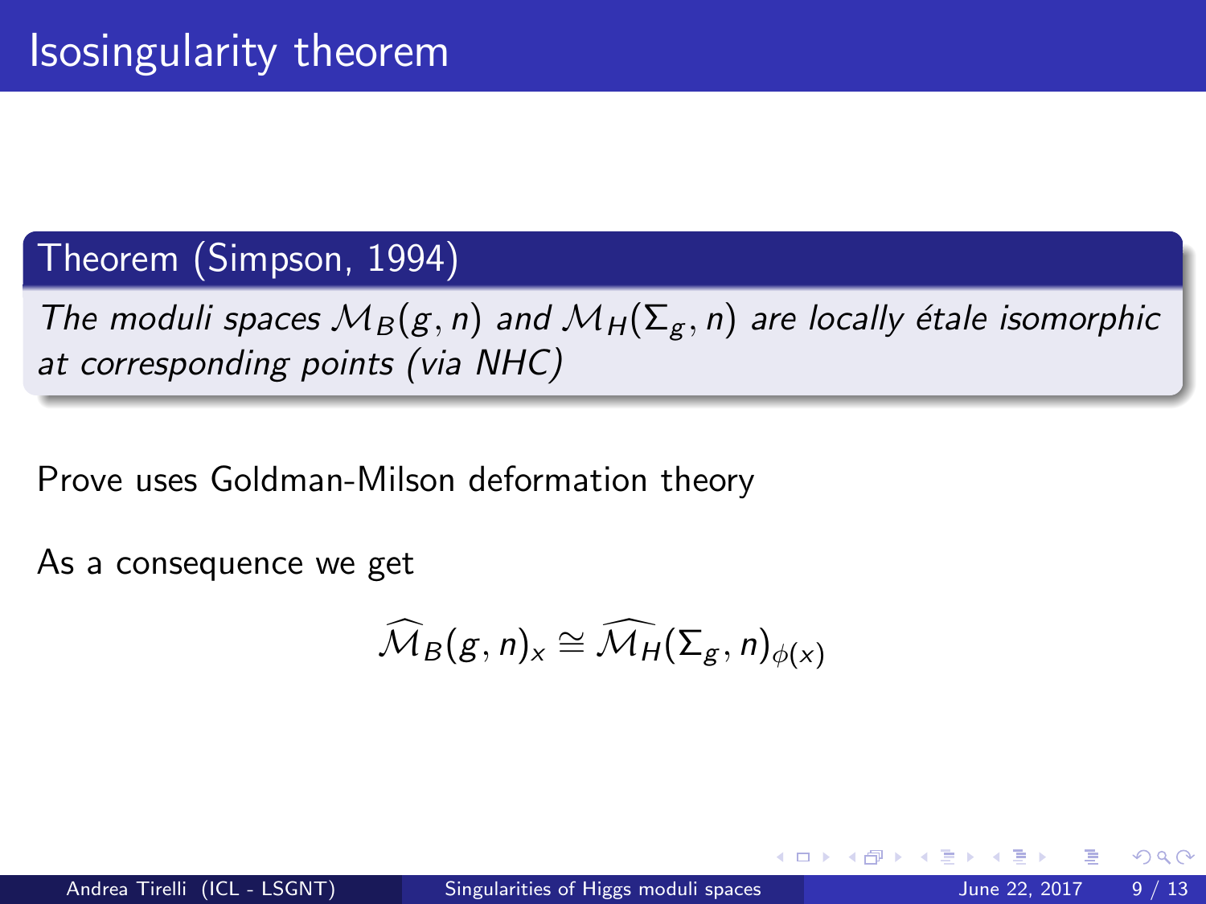# Isosingularity theorem

**Theorem (Simpson, 1994)**

*The moduli spaces $\mathcal{M}_B(g, n)$ and $\mathcal{M}_H(\Sigma_g, n)$ are locally étale isomorphic at corresponding points (via NHC)*

Prove uses Goldman-Milson deformation theory

As a consequence we get

$$\widehat{\mathcal{M}_B}(g, n)_x \cong \widehat{\mathcal{M}_H}(\Sigma_g, n)_{\phi(x)}$$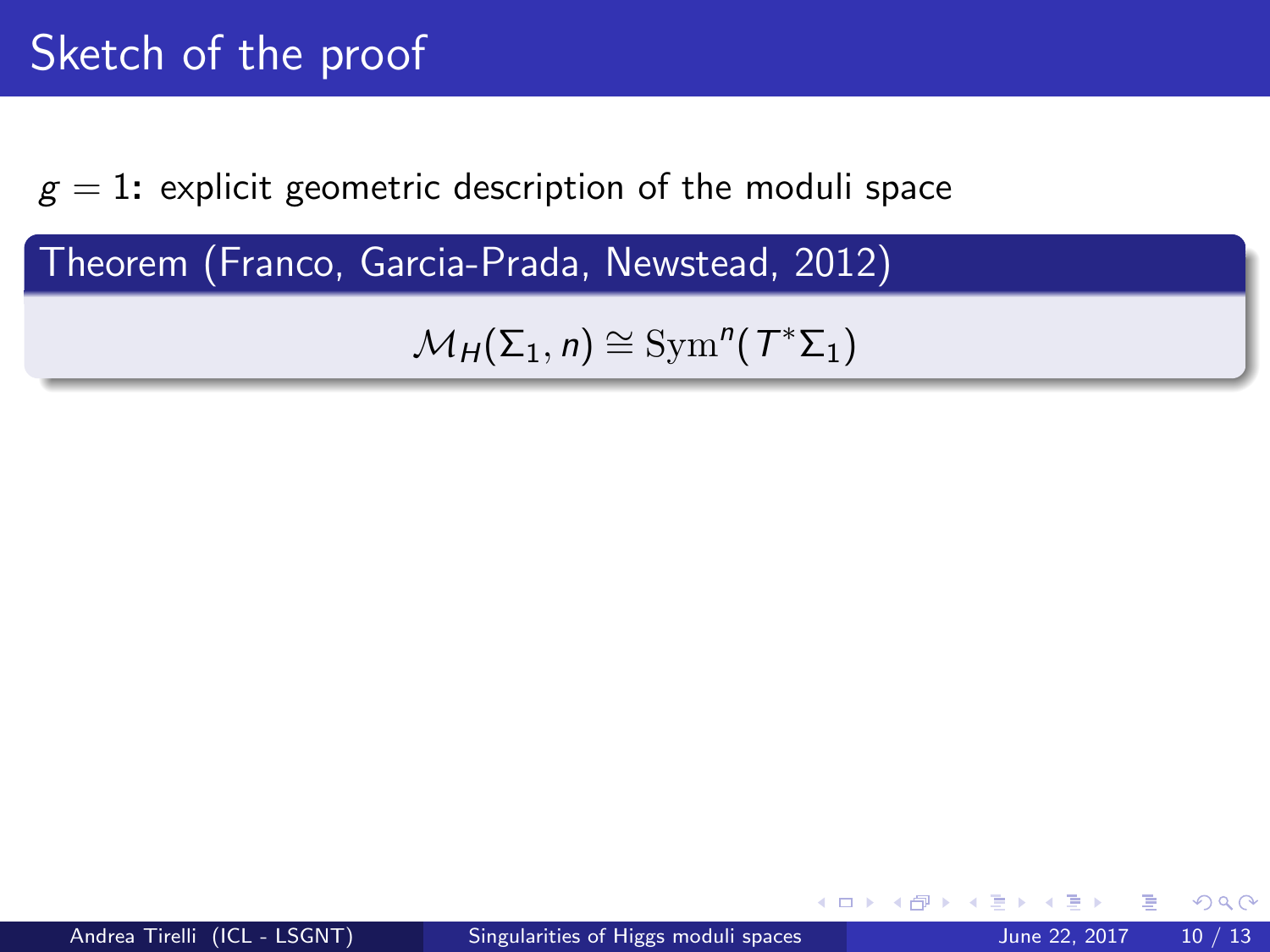# Sketch of the proof

$g = 1$: explicit geometric description of the moduli space

**Theorem (Franco, Garcia-Prada, Newstead, 2012)**

$$\mathcal{M}_H(\Sigma_1, n) \cong \mathrm{Sym}^n(T^*\Sigma_1)$$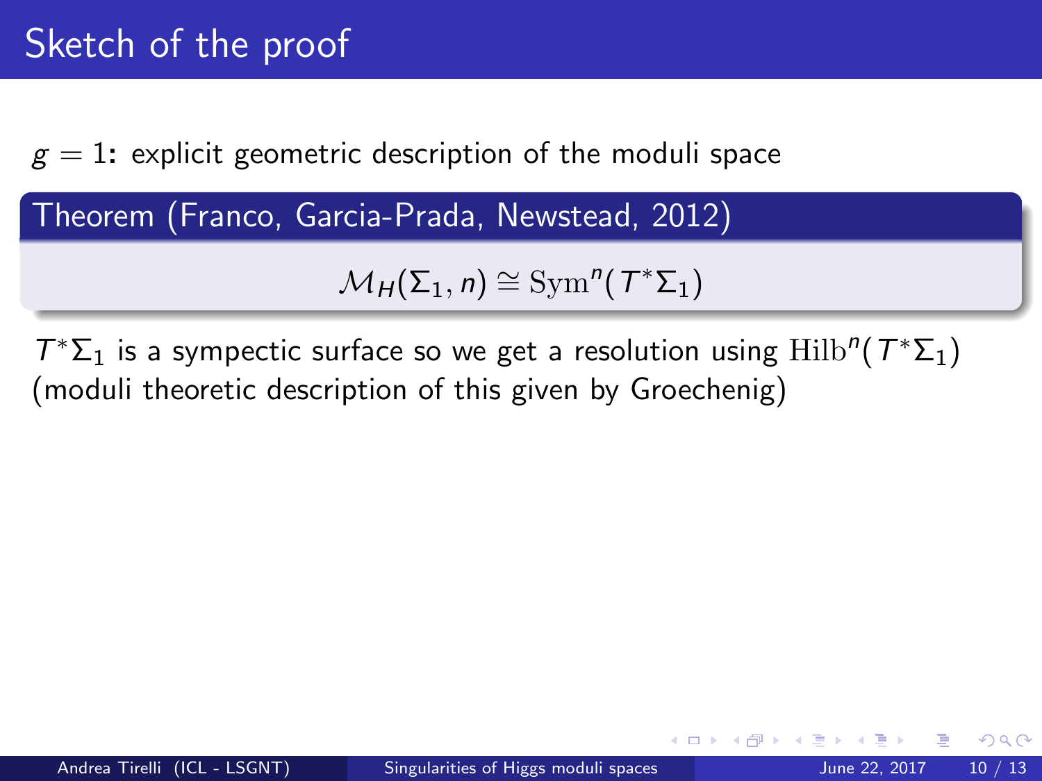# Sketch of the proof

$g = 1$: explicit geometric description of the moduli space

**Theorem (Franco, Garcia-Prada, Newstead, 2012)**

$$\mathcal{M}_H(\Sigma_1, n) \cong \mathrm{Sym}^n(T^*\Sigma_1)$$

$T^*\Sigma_1$ is a sympectic surface so we get a resolution using $\mathrm{Hilb}^n(T^*\Sigma_1)$ (moduli theoretic description of this given by Groechenig)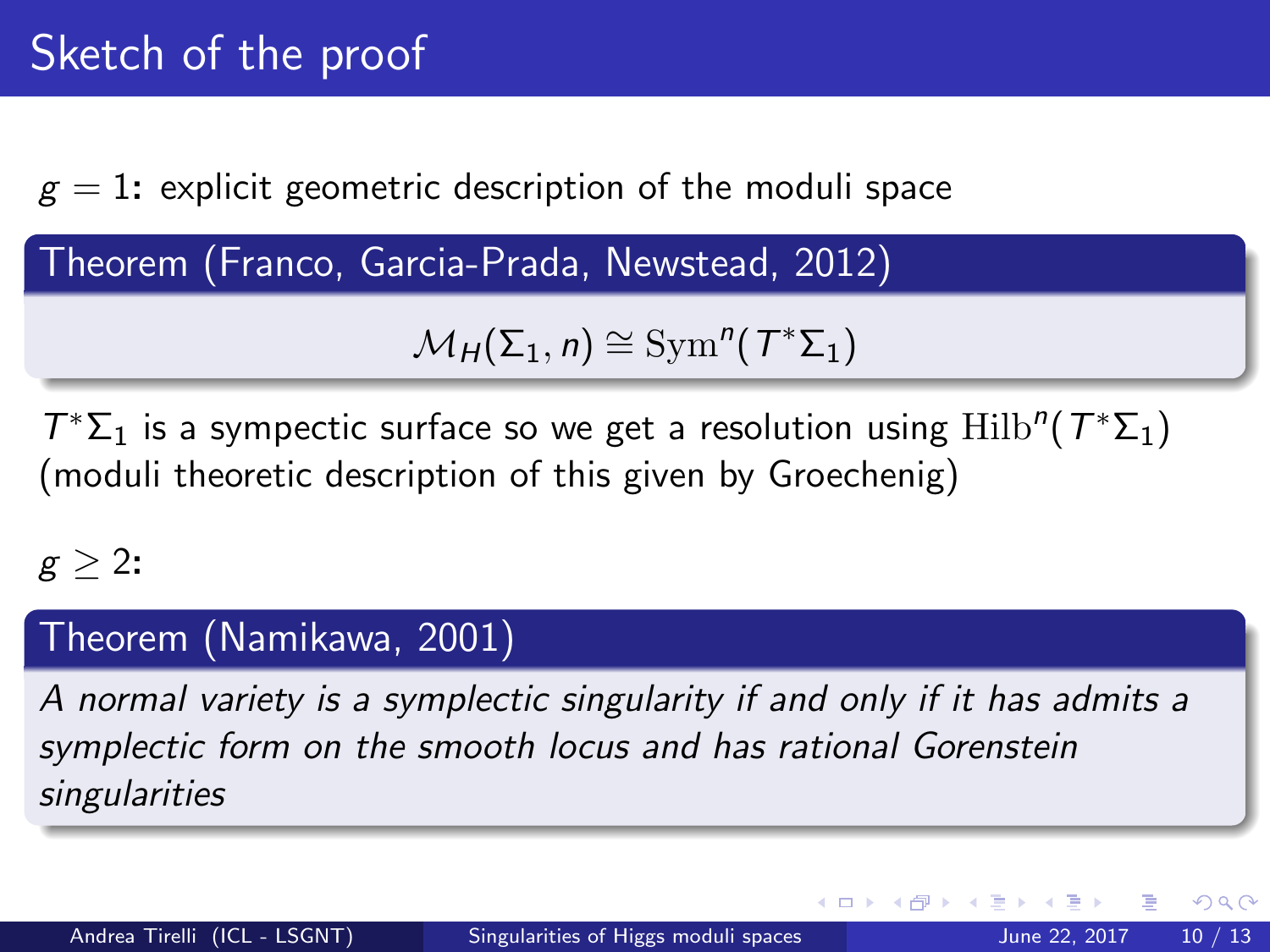# Sketch of the proof

$g = 1$: explicit geometric description of the moduli space

**Theorem (Franco, Garcia-Prada, Newstead, 2012)**

$$\mathcal{M}_H(\Sigma_1, n) \cong \mathrm{Sym}^n(T^*\Sigma_1)$$

$T^*\Sigma_1$ is a sympectic surface so we get a resolution using $\mathrm{Hilb}^n(T^*\Sigma_1)$ (moduli theoretic description of this given by Groechenig)

$g \geq 2$:

**Theorem (Namikawa, 2001)**

*A normal variety is a symplectic singularity if and only if it has admits a symplectic form on the smooth locus and has rational Gorenstein singularities*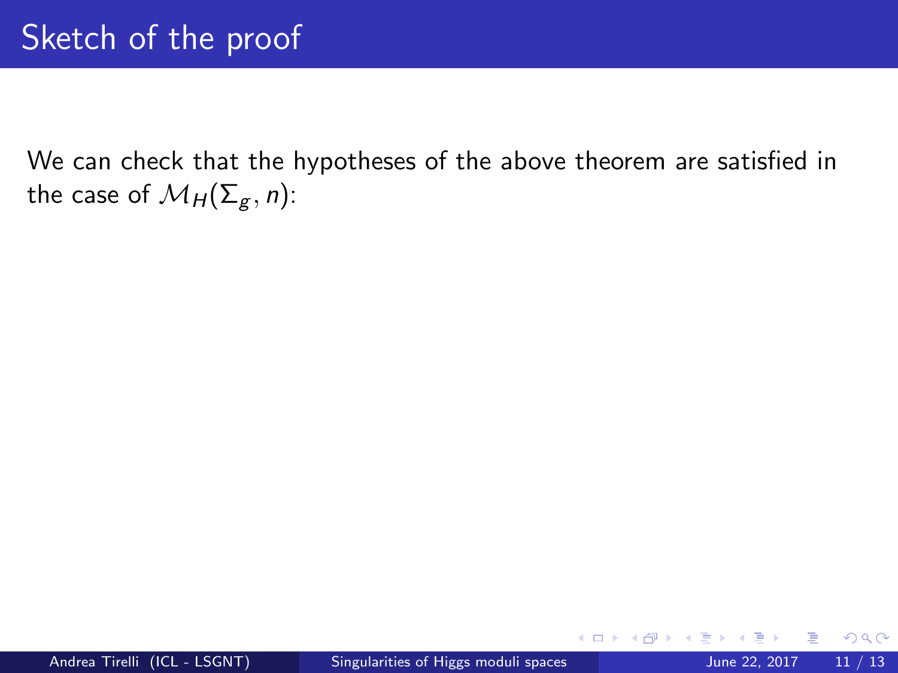# Sketch of the proof

We can check that the hypotheses of the above theorem are satisfied in the case of $\mathcal{M}_H(\Sigma_g, n)$: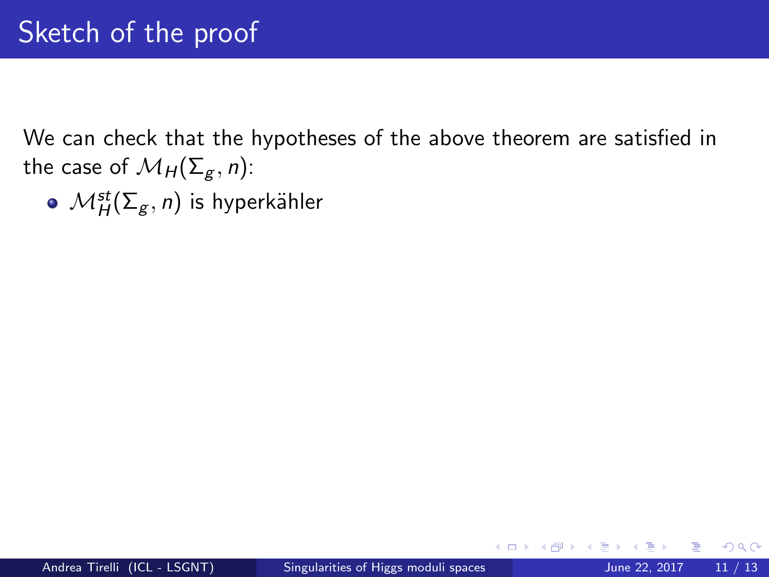# Sketch of the proof

We can check that the hypotheses of the above theorem are satisfied in the case of $\mathcal{M}_H(\Sigma_g, n)$:

- $\mathcal{M}_H^{st}(\Sigma_g, n)$ is hyperkähler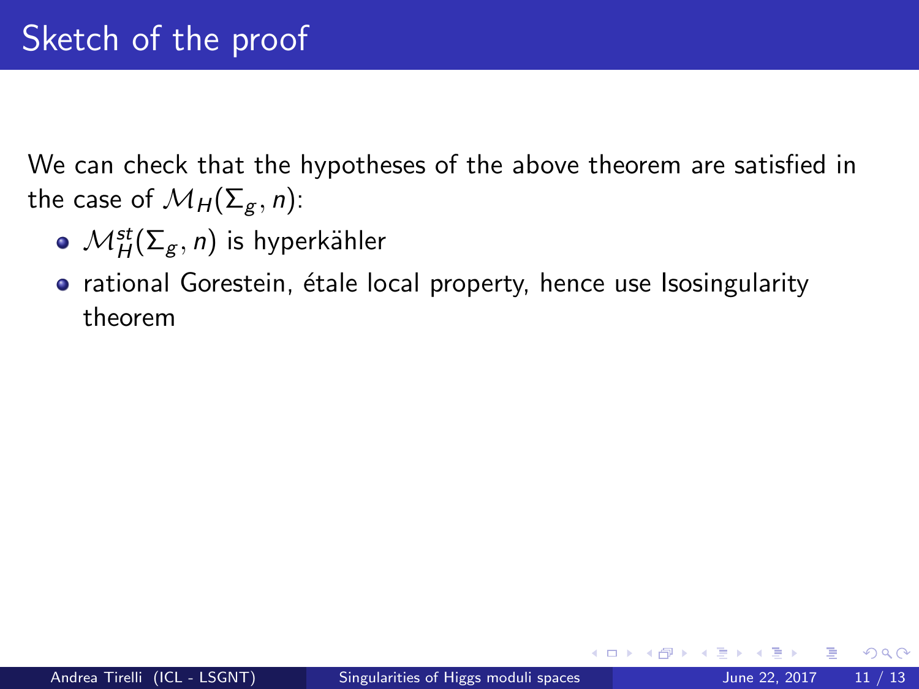# Sketch of the proof

We can check that the hypotheses of the above theorem are satisfied in the case of $\mathcal{M}_H(\Sigma_g, n)$:

- $\mathcal{M}_H^{st}(\Sigma_g, n)$ is hyperkähler
- rational Gorestein, étale local property, hence use Isosingularity theorem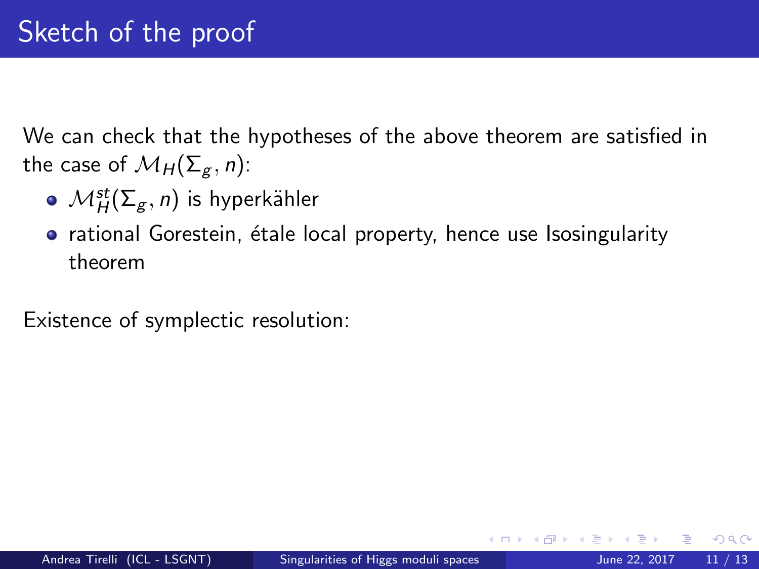# Sketch of the proof

We can check that the hypotheses of the above theorem are satisfied in the case of $\mathcal{M}_H(\Sigma_g, n)$:

- $\mathcal{M}_H^{st}(\Sigma_g, n)$ is hyperkähler
- rational Gorestein, étale local property, hence use Isosingularity theorem

Existence of symplectic resolution: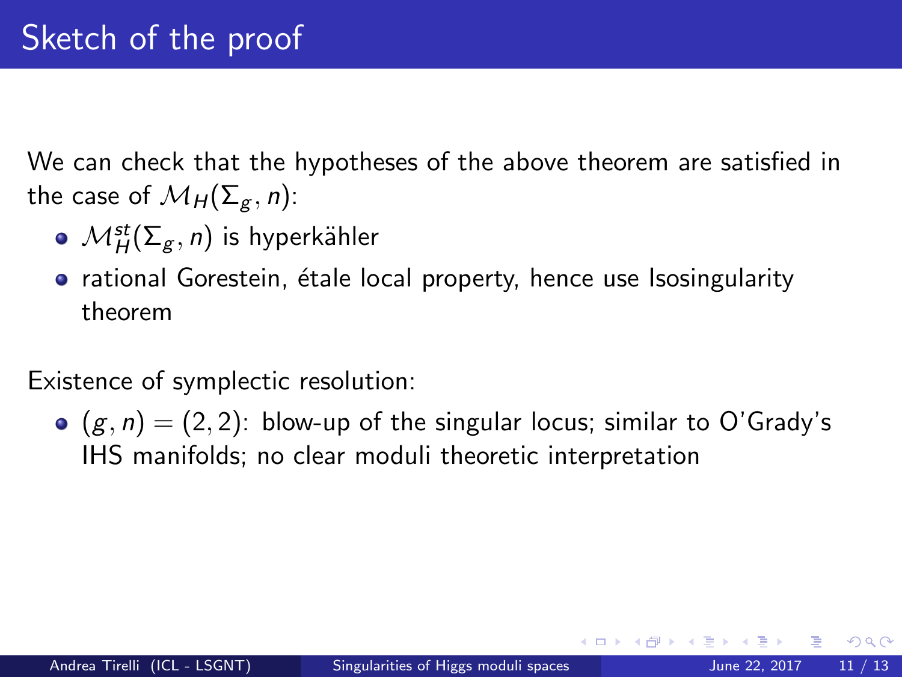# Sketch of the proof

We can check that the hypotheses of the above theorem are satisfied in the case of $\mathcal{M}_H(\Sigma_g, n)$:

- $\mathcal{M}_H^{st}(\Sigma_g, n)$ is hyperkähler
- rational Gorestein, étale local property, hence use Isosingularity theorem

Existence of symplectic resolution:

- $(g, n) = (2, 2)$: blow-up of the singular locus; similar to O'Grady's IHS manifolds; no clear moduli theoretic interpretation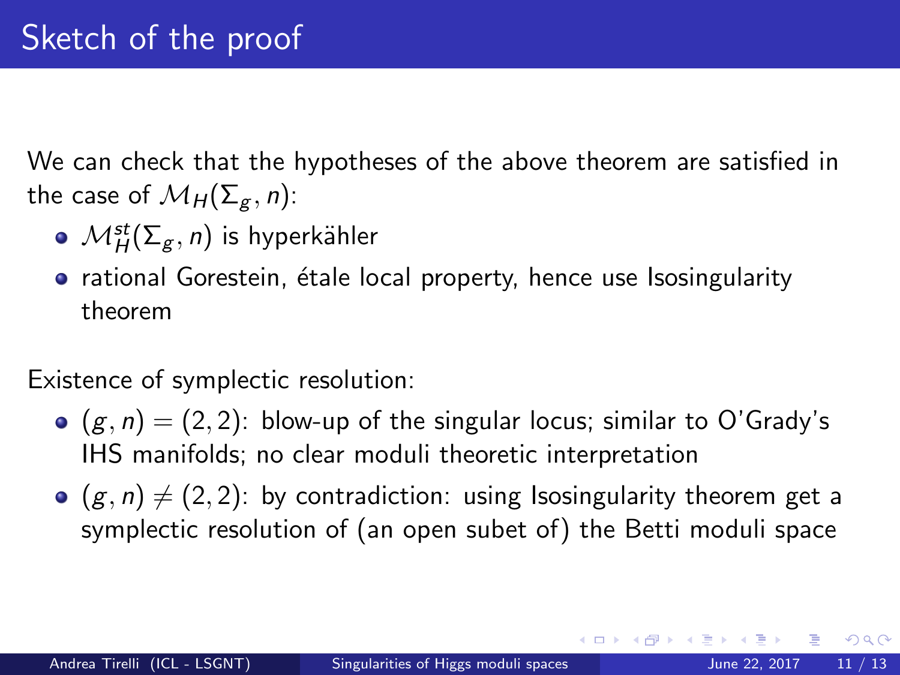# Sketch of the proof

We can check that the hypotheses of the above theorem are satisfied in the case of $\mathcal{M}_H(\Sigma_g, n)$:

- $\mathcal{M}_H^{st}(\Sigma_g, n)$ is hyperkähler
- rational Gorestein, étale local property, hence use Isosingularity theorem

Existence of symplectic resolution:

- $(g, n) = (2, 2)$: blow-up of the singular locus; similar to O'Grady's IHS manifolds; no clear moduli theoretic interpretation
- $(g, n) \neq (2, 2)$: by contradiction: using Isosingularity theorem get a symplectic resolution of (an open subet of) the Betti moduli space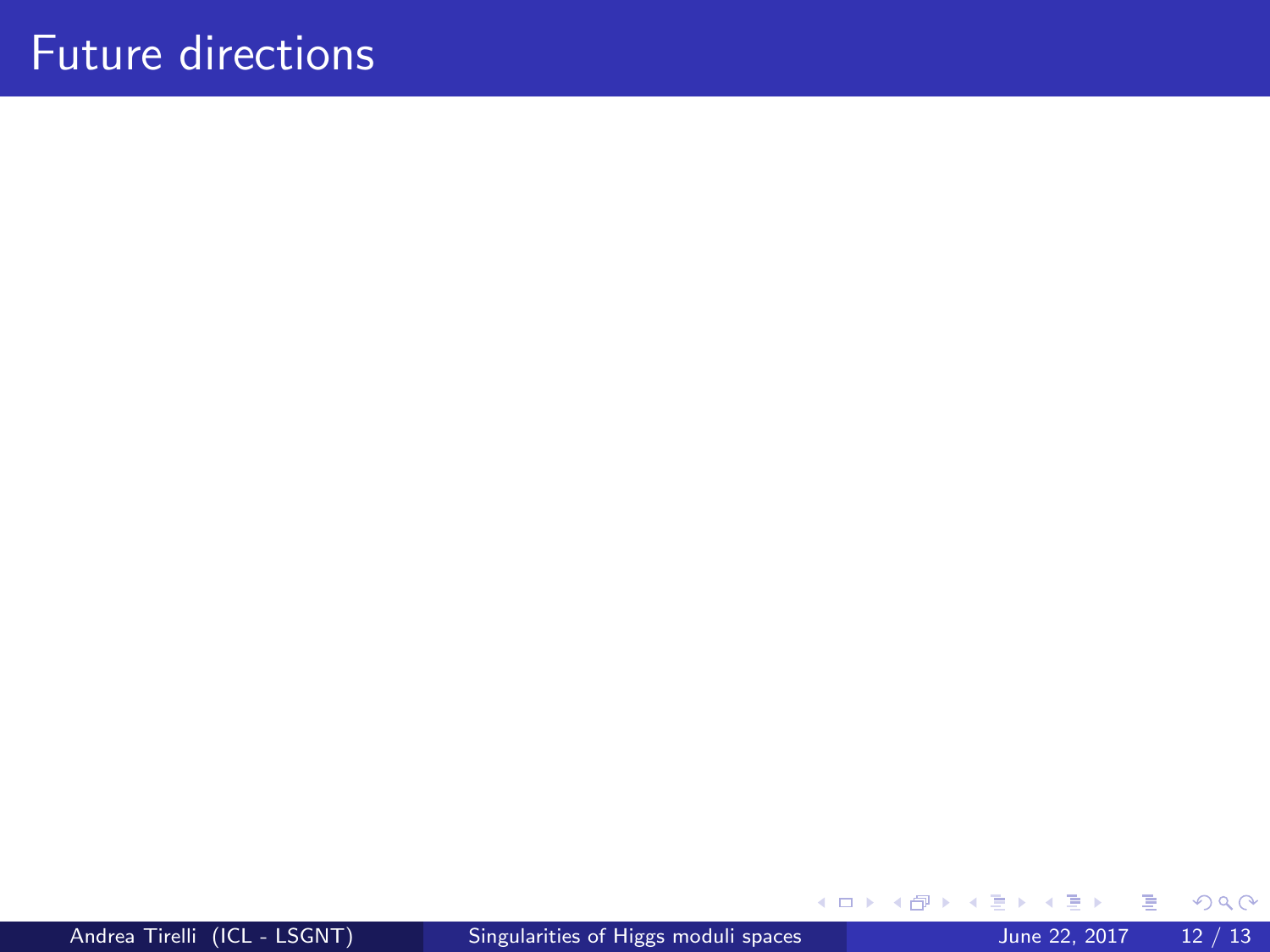# Future directions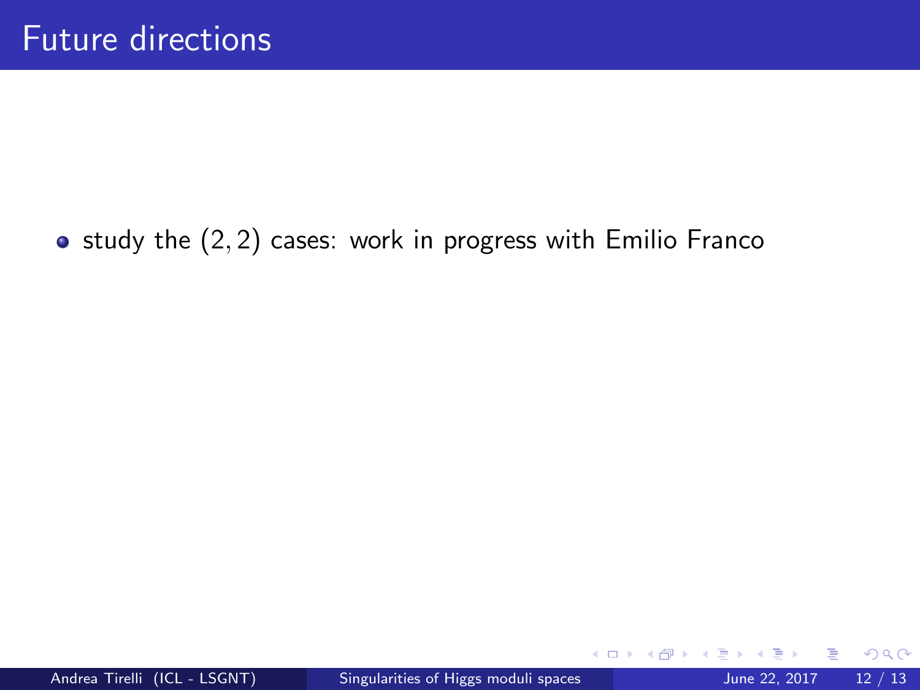# Future directions

- study the $(2,2)$ cases: work in progress with Emilio Franco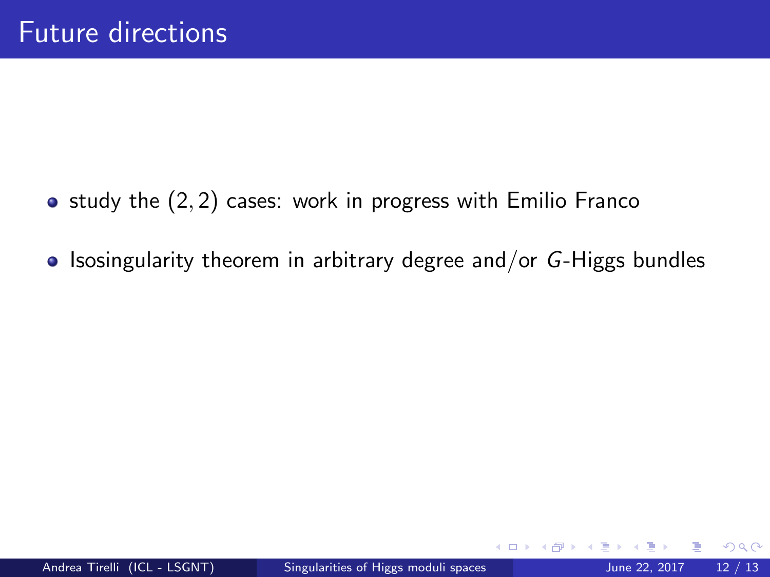# Future directions

- study the $(2, 2)$ cases: work in progress with Emilio Franco
- Isosingularity theorem in arbitrary degree and/or $G$-Higgs bundles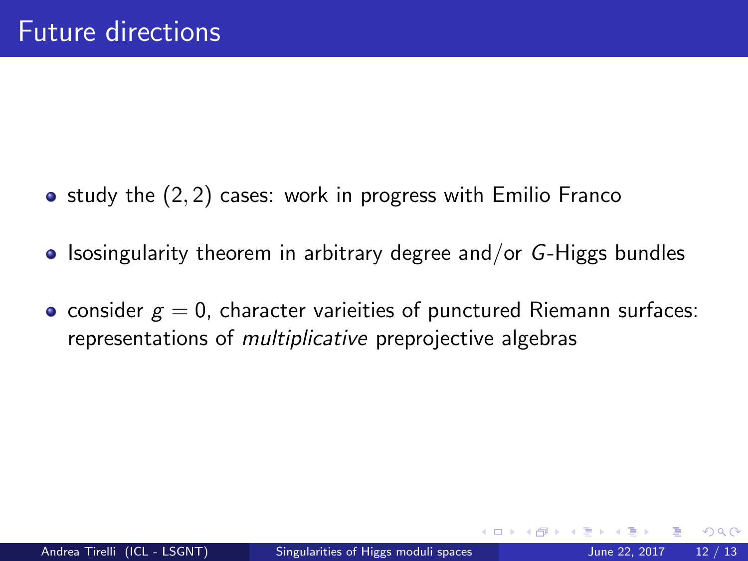# Future directions

- study the $(2,2)$ cases: work in progress with Emilio Franco
- Isosingularity theorem in arbitrary degree and/or $G$-Higgs bundles
- consider $g = 0$, character varieities of punctured Riemann surfaces: representations of *multiplicative* preprojective algebras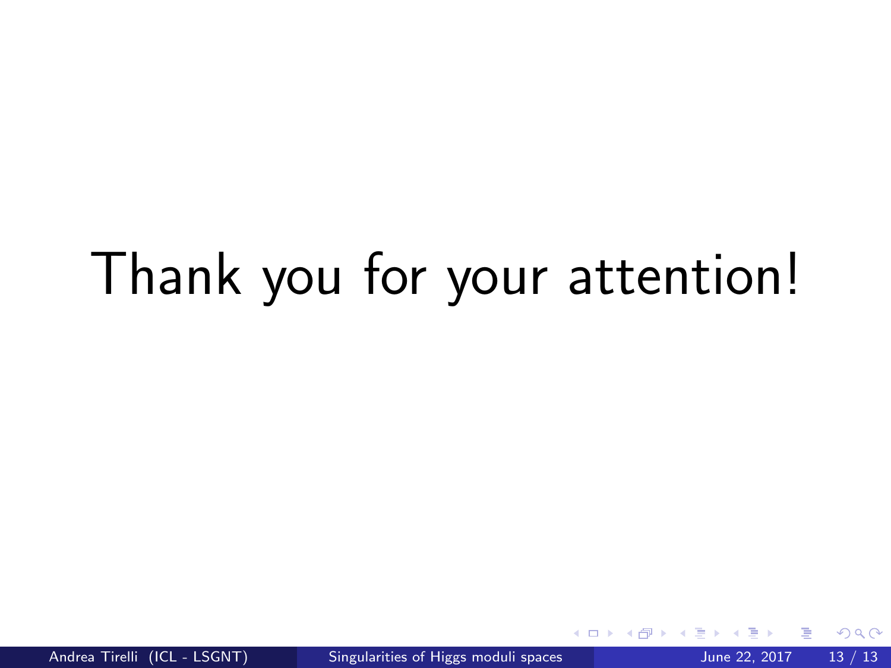Thank you for your attention!